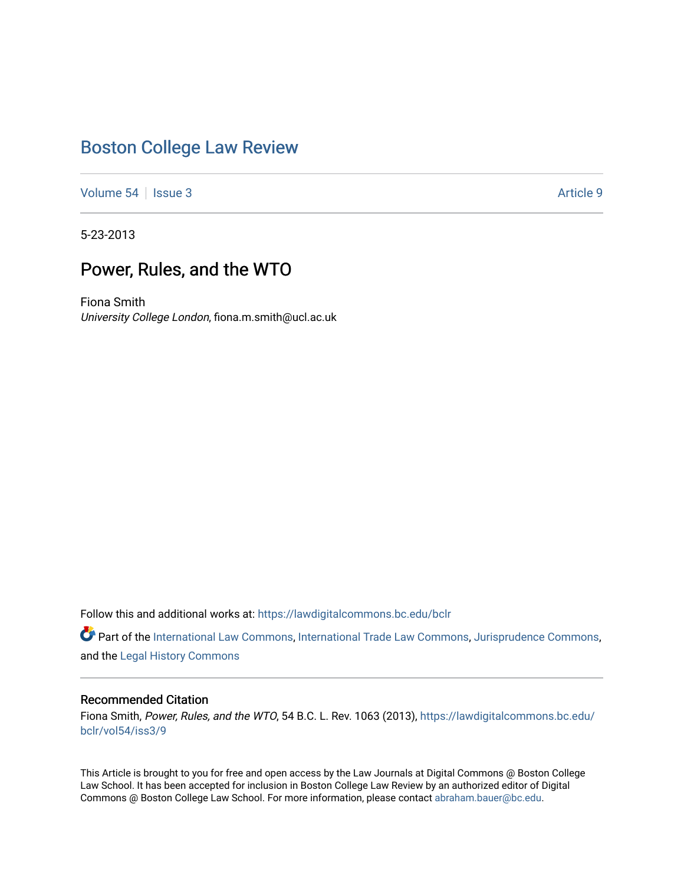# Boston College Law Review

Volume 54 | Issue 3 | Article 9

5-23-2013

## Power, Rules, and the WTO

Fiona Smith
*University College London*, fiona.m.smith@ucl.ac.uk

Follow this and additional works at: https://lawdigitalcommons.bc.edu/bclr

Part of the International Law Commons, International Trade Law Commons, Jurisprudence Commons, and the Legal History Commons

### Recommended Citation

Fiona Smith, *Power, Rules, and the WTO*, 54 B.C. L. Rev. 1063 (2013), https://lawdigitalcommons.bc.edu/bclr/vol54/iss3/9

This Article is brought to you for free and open access by the Law Journals at Digital Commons @ Boston College Law School. It has been accepted for inclusion in Boston College Law Review by an authorized editor of Digital Commons @ Boston College Law School. For more information, please contact abraham.bauer@bc.edu.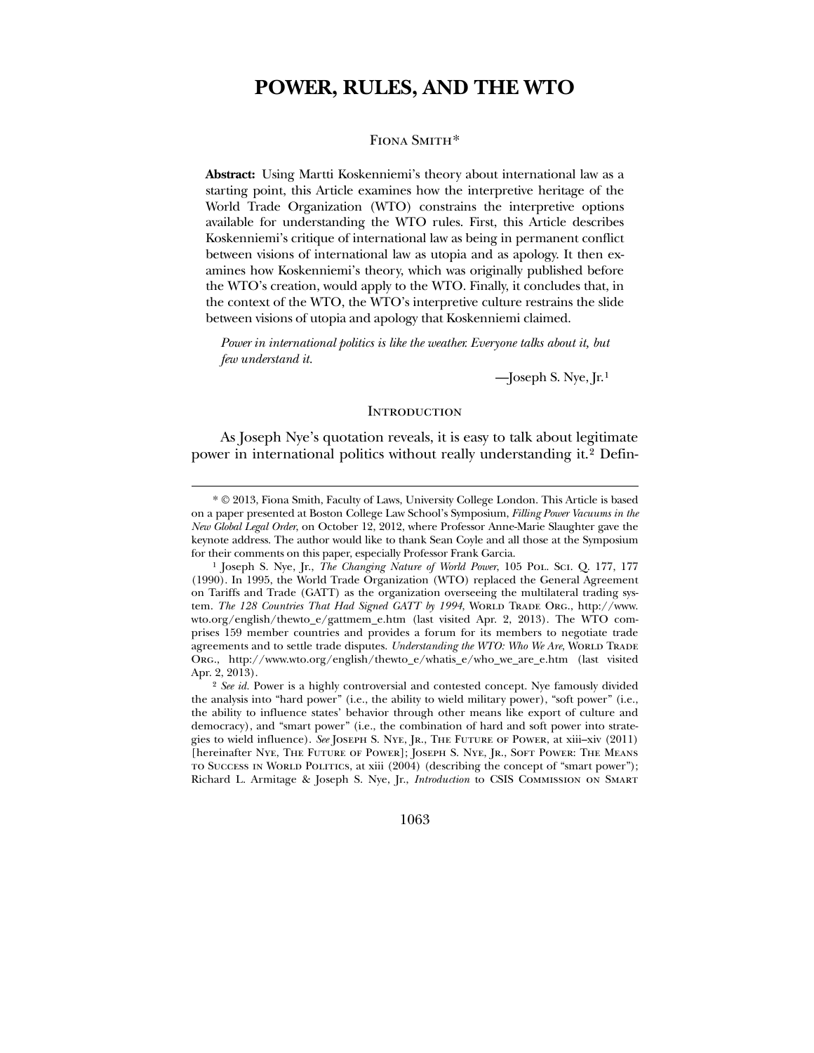# POWER, RULES, AND THE WTO

Fiona Smith*

**Abstract:** Using Martti Koskenniemi's theory about international law as a starting point, this Article examines how the interpretive heritage of the World Trade Organization (WTO) constrains the interpretive options available for understanding the WTO rules. First, this Article describes Koskenniemi's critique of international law as being in permanent conflict between visions of international law as utopia and as apology. It then examines how Koskenniemi's theory, which was originally published before the WTO's creation, would apply to the WTO. Finally, it concludes that, in the context of the WTO, the WTO's interpretive culture restrains the slide between visions of utopia and apology that Koskenniemi claimed.

*Power in international politics is like the weather. Everyone talks about it, but few understand it.*

—Joseph S. Nye, Jr.[1]

## Introduction

As Joseph Nye's quotation reveals, it is easy to talk about legitimate power in international politics without really understanding it.[2] Defin-

---

\* © 2013, Fiona Smith, Faculty of Laws, University College London. This Article is based on a paper presented at Boston College Law School's Symposium, *Filling Power Vacuums in the New Global Legal Order*, on October 12, 2012, where Professor Anne-Marie Slaughter gave the keynote address. The author would like to thank Sean Coyle and all those at the Symposium for their comments on this paper, especially Professor Frank Garcia.

[1] Joseph S. Nye, Jr., *The Changing Nature of World Power*, 105 Pol. Sci. Q. 177, 177 (1990). In 1995, the World Trade Organization (WTO) replaced the General Agreement on Tariffs and Trade (GATT) as the organization overseeing the multilateral trading system. *The 128 Countries That Had Signed GATT by 1994*, World Trade Org., http://www.wto.org/english/thewto_e/gattmem_e.htm (last visited Apr. 2, 2013). The WTO comprises 159 member countries and provides a forum for its members to negotiate trade agreements and to settle trade disputes. *Understanding the WTO: Who We Are*, World Trade Org., http://www.wto.org/english/thewto_e/whatis_e/who_we_are_e.htm (last visited Apr. 2, 2013).

[2] *See id.* Power is a highly controversial and contested concept. Nye famously divided the analysis into "hard power" (i.e., the ability to wield military power), "soft power" (i.e., the ability to influence states' behavior through other means like export of culture and democracy), and "smart power" (i.e., the combination of hard and soft power into strategies to wield influence). *See* Joseph S. Nye, Jr., The Future of Power, at xiii–xiv (2011) [hereinafter Nye, The Future of Power]; Joseph S. Nye, Jr., Soft Power: The Means to Success in World Politics, at xiii (2004) (describing the concept of "smart power"); Richard L. Armitage & Joseph S. Nye, Jr., *Introduction* to CSIS Commission on Smart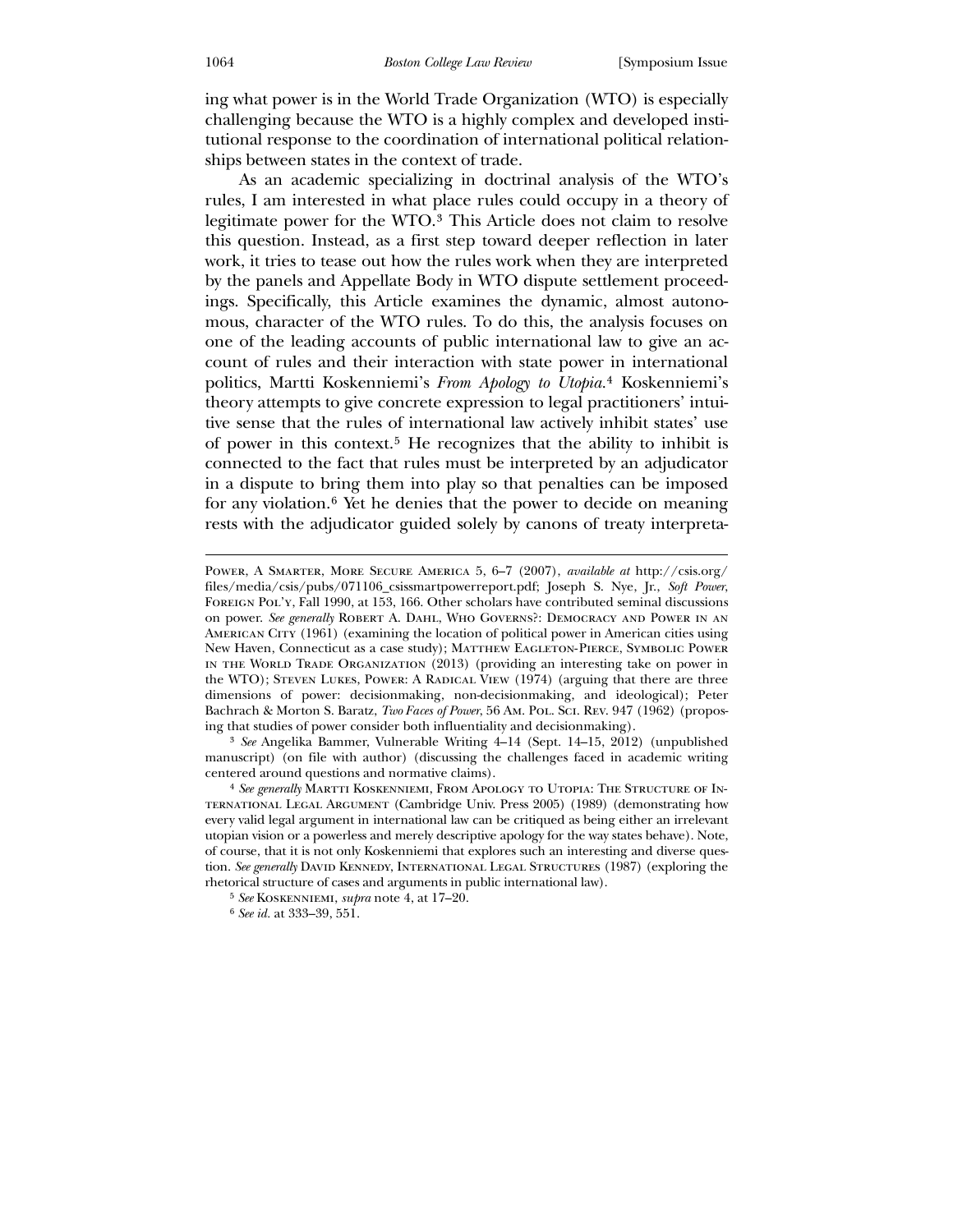ing what power is in the World Trade Organization (WTO) is especially challenging because the WTO is a highly complex and developed institutional response to the coordination of international political relationships between states in the context of trade.

As an academic specializing in doctrinal analysis of the WTO's rules, I am interested in what place rules could occupy in a theory of legitimate power for the WTO.[3] This Article does not claim to resolve this question. Instead, as a first step toward deeper reflection in later work, it tries to tease out how the rules work when they are interpreted by the panels and Appellate Body in WTO dispute settlement proceedings. Specifically, this Article examines the dynamic, almost autonomous, character of the WTO rules. To do this, the analysis focuses on one of the leading accounts of public international law to give an account of rules and their interaction with state power in international politics, Martti Koskenniemi's *From Apology to Utopia*.[4] Koskenniemi's theory attempts to give concrete expression to legal practitioners' intuitive sense that the rules of international law actively inhibit states' use of power in this context.[5] He recognizes that the ability to inhibit is connected to the fact that rules must be interpreted by an adjudicator in a dispute to bring them into play so that penalties can be imposed for any violation.[6] Yet he denies that the power to decide on meaning rests with the adjudicator guided solely by canons of treaty interpreta-

---

Power, A Smarter, More Secure America 5, 6–7 (2007), *available at* http://csis.org/files/media/csis/pubs/071106_csissmartpowerreport.pdf; Joseph S. Nye, Jr., *Soft Power*, Foreign Pol'y, Fall 1990, at 153, 166. Other scholars have contributed seminal discussions on power. *See generally* Robert A. Dahl, Who Governs?: Democracy and Power in an American City (1961) (examining the location of political power in American cities using New Haven, Connecticut as a case study); Matthew Eagleton-Pierce, Symbolic Power in the World Trade Organization (2013) (providing an interesting take on power in the WTO); Steven Lukes, Power: A Radical View (1974) (arguing that there are three dimensions of power: decisionmaking, non-decisionmaking, and ideological); Peter Bachrach & Morton S. Baratz, *Two Faces of Power*, 56 Am. Pol. Sci. Rev. 947 (1962) (proposing that studies of power consider both influentiality and decisionmaking).

[3] *See* Angelika Bammer, Vulnerable Writing 4–14 (Sept. 14–15, 2012) (unpublished manuscript) (on file with author) (discussing the challenges faced in academic writing centered around questions and normative claims).

[4] *See generally* Martti Koskenniemi, From Apology to Utopia: The Structure of International Legal Argument (Cambridge Univ. Press 2005) (1989) (demonstrating how every valid legal argument in international law can be critiqued as being either an irrelevant utopian vision or a powerless and merely descriptive apology for the way states behave). Note, of course, that it is not only Koskenniemi that explores such an interesting and diverse question. *See generally* David Kennedy, International Legal Structures (1987) (exploring the rhetorical structure of cases and arguments in public international law).

[5] *See* Koskenniemi, *supra* note 4, at 17–20.

[6] *See id.* at 333–39, 551.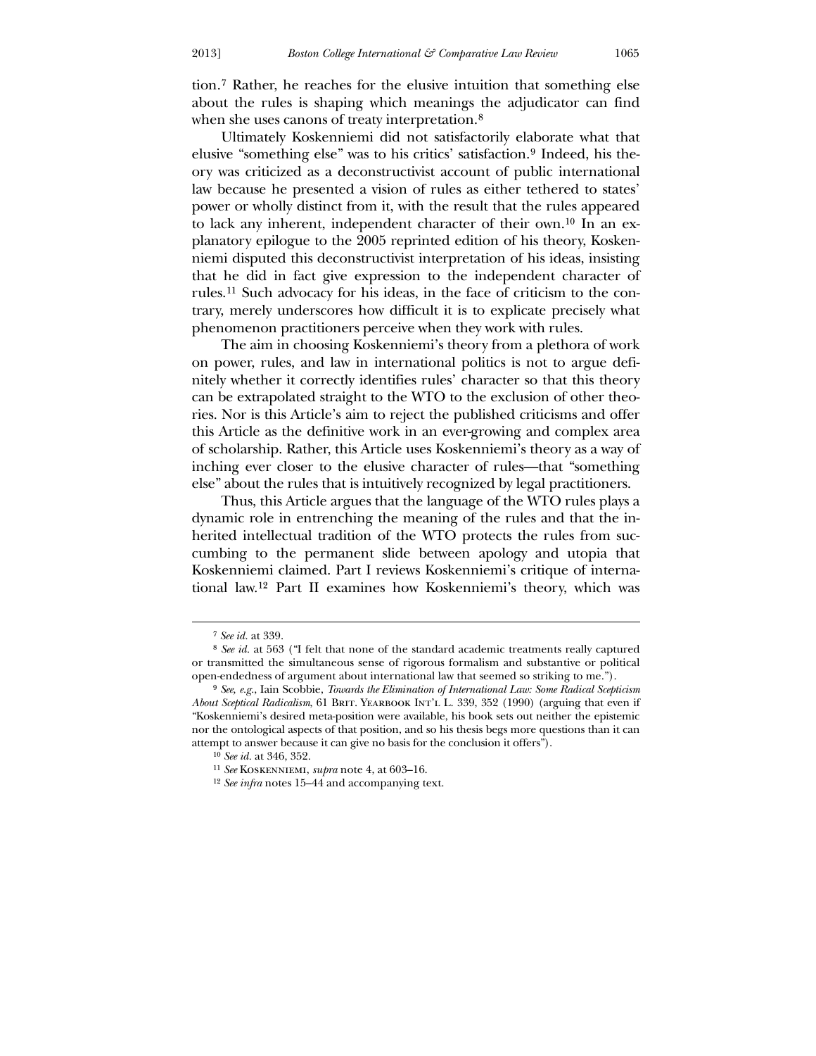tion.[7] Rather, he reaches for the elusive intuition that something else about the rules is shaping which meanings the adjudicator can find when she uses canons of treaty interpretation.[8]

Ultimately Koskenniemi did not satisfactorily elaborate what that elusive "something else" was to his critics' satisfaction.[9] Indeed, his theory was criticized as a deconstructivist account of public international law because he presented a vision of rules as either tethered to states' power or wholly distinct from it, with the result that the rules appeared to lack any inherent, independent character of their own.[10] In an explanatory epilogue to the 2005 reprinted edition of his theory, Koskenniemi disputed this deconstructivist interpretation of his ideas, insisting that he did in fact give expression to the independent character of rules.[11] Such advocacy for his ideas, in the face of criticism to the contrary, merely underscores how difficult it is to explicate precisely what phenomenon practitioners perceive when they work with rules.

The aim in choosing Koskenniemi's theory from a plethora of work on power, rules, and law in international politics is not to argue definitely whether it correctly identifies rules' character so that this theory can be extrapolated straight to the WTO to the exclusion of other theories. Nor is this Article's aim to reject the published criticisms and offer this Article as the definitive work in an ever-growing and complex area of scholarship. Rather, this Article uses Koskenniemi's theory as a way of inching ever closer to the elusive character of rules—that "something else" about the rules that is intuitively recognized by legal practitioners.

Thus, this Article argues that the language of the WTO rules plays a dynamic role in entrenching the meaning of the rules and that the inherited intellectual tradition of the WTO protects the rules from succumbing to the permanent slide between apology and utopia that Koskenniemi claimed. Part I reviews Koskenniemi's critique of international law.[12] Part II examines how Koskenniemi's theory, which was

---

[7] *See id.* at 339.

[8] *See id.* at 563 ("I felt that none of the standard academic treatments really captured or transmitted the simultaneous sense of rigorous formalism and substantive or political open-endedness of argument about international law that seemed so striking to me.").

[9] *See, e.g.*, Iain Scobbie, *Towards the Elimination of International Law: Some Radical Scepticism About Sceptical Radicalism*, 61 Brit. Yearbook Int'l L. 339, 352 (1990) (arguing that even if "Koskenniemi's desired meta-position were available, his book sets out neither the epistemic nor the ontological aspects of that position, and so his thesis begs more questions than it can attempt to answer because it can give no basis for the conclusion it offers").

[10] *See id.* at 346, 352.

[11] *See* Koskenniemi, *supra* note 4, at 603–16.

[12] *See infra* notes 15–44 and accompanying text.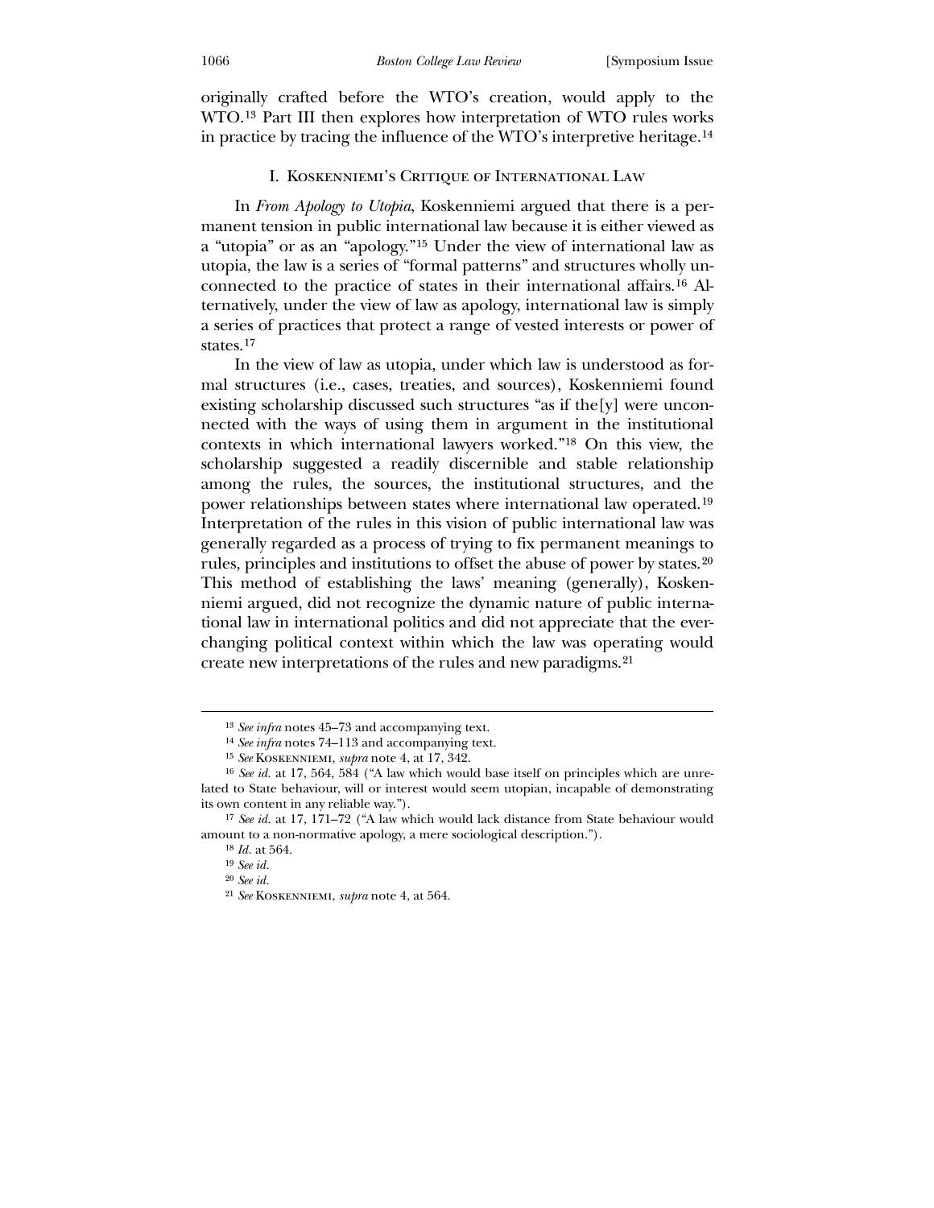originally crafted before the WTO's creation, would apply to the WTO.[13] Part III then explores how interpretation of WTO rules works in practice by tracing the influence of the WTO's interpretive heritage.[14]

## I. Koskenniemi's Critique of International Law

In *From Apology to Utopia*, Koskenniemi argued that there is a permanent tension in public international law because it is either viewed as a "utopia" or as an "apology."[15] Under the view of international law as utopia, the law is a series of "formal patterns" and structures wholly unconnected to the practice of states in their international affairs.[16] Alternatively, under the view of law as apology, international law is simply a series of practices that protect a range of vested interests or power of states.[17]

In the view of law as utopia, under which law is understood as formal structures (i.e., cases, treaties, and sources), Koskenniemi found existing scholarship discussed such structures "as if the[y] were unconnected with the ways of using them in argument in the institutional contexts in which international lawyers worked."[18] On this view, the scholarship suggested a readily discernible and stable relationship among the rules, the sources, the institutional structures, and the power relationships between states where international law operated.[19] Interpretation of the rules in this vision of public international law was generally regarded as a process of trying to fix permanent meanings to rules, principles and institutions to offset the abuse of power by states.[20] This method of establishing the laws' meaning (generally), Koskenniemi argued, did not recognize the dynamic nature of public international law in international politics and did not appreciate that the ever-changing political context within which the law was operating would create new interpretations of the rules and new paradigms.[21]

---

[13] *See infra* notes 45–73 and accompanying text.

[14] *See infra* notes 74–113 and accompanying text.

[15] *See* Koskenniemi, *supra* note 4, at 17, 342.

[16] *See id.* at 17, 564, 584 ("A law which would base itself on principles which are unrelated to State behaviour, will or interest would seem utopian, incapable of demonstrating its own content in any reliable way.").

[17] *See id.* at 17, 171–72 ("A law which would lack distance from State behaviour would amount to a non-normative apology, a mere sociological description.").

[18] *Id.* at 564.

[19] *See id.*

[20] *See id.*

[21] *See* Koskenniemi, *supra* note 4, at 564.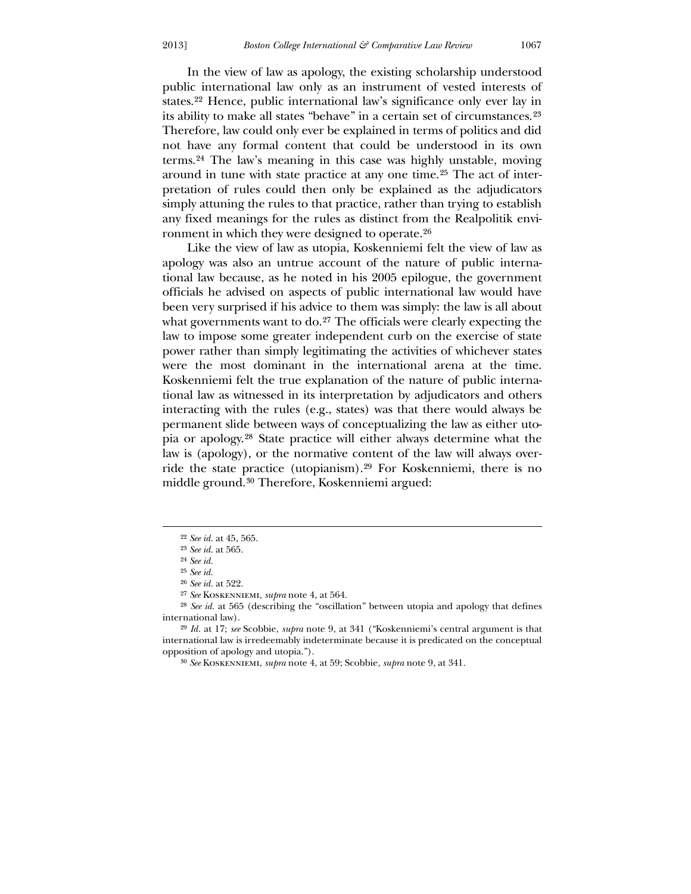In the view of law as apology, the existing scholarship understood public international law only as an instrument of vested interests of states.[22] Hence, public international law's significance only ever lay in its ability to make all states "behave" in a certain set of circumstances.[23] Therefore, law could only ever be explained in terms of politics and did not have any formal content that could be understood in its own terms.[24] The law's meaning in this case was highly unstable, moving around in tune with state practice at any one time.[25] The act of interpretation of rules could then only be explained as the adjudicators simply attuning the rules to that practice, rather than trying to establish any fixed meanings for the rules as distinct from the Realpolitik environment in which they were designed to operate.[26]

Like the view of law as utopia, Koskenniemi felt the view of law as apology was also an untrue account of the nature of public international law because, as he noted in his 2005 epilogue, the government officials he advised on aspects of public international law would have been very surprised if his advice to them was simply: the law is all about what governments want to do.[27] The officials were clearly expecting the law to impose some greater independent curb on the exercise of state power rather than simply legitimating the activities of whichever states were the most dominant in the international arena at the time. Koskenniemi felt the true explanation of the nature of public international law as witnessed in its interpretation by adjudicators and others interacting with the rules (e.g., states) was that there would always be permanent slide between ways of conceptualizing the law as either utopia or apology.[28] State practice will either always determine what the law is (apology), or the normative content of the law will always override the state practice (utopianism).[29] For Koskenniemi, there is no middle ground.[30] Therefore, Koskenniemi argued:

---

[22] *See id.* at 45, 565.

[23] *See id.* at 565.

[24] *See id.*

[25] *See id.*

[26] *See id.* at 522.

[27] *See* Koskenniemi, *supra* note 4, at 564.

[28] *See id.* at 565 (describing the "oscillation" between utopia and apology that defines international law).

[29] *Id.* at 17; *see* Scobbie, *supra* note 9, at 341 ("Koskenniemi's central argument is that international law is irredeemably indeterminate because it is predicated on the conceptual opposition of apology and utopia.").

[30] *See* Koskenniemi, *supra* note 4, at 59; Scobbie, *supra* note 9, at 341.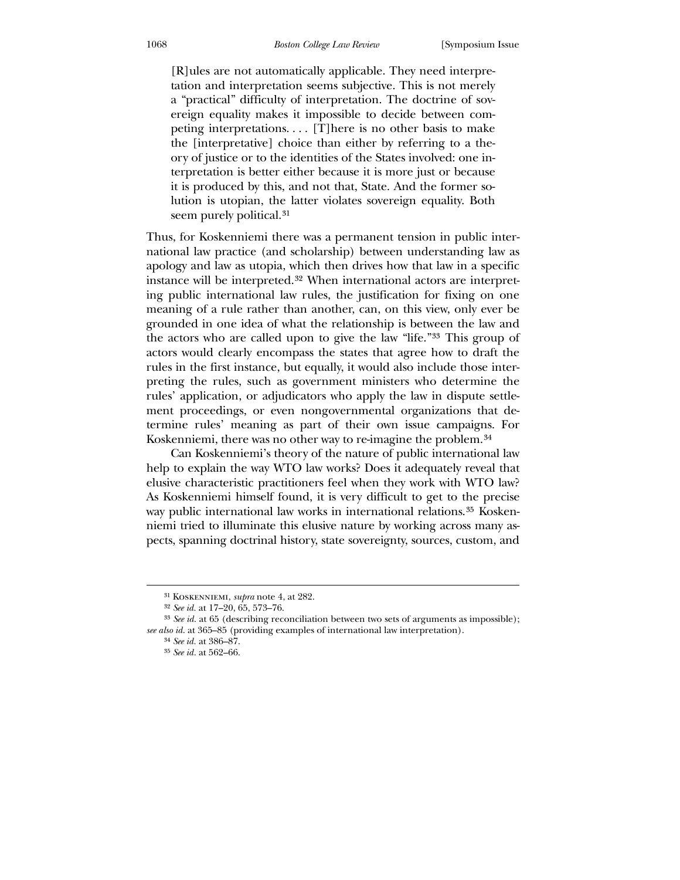> [R]ules are not automatically applicable. They need interpretation and interpretation seems subjective. This is not merely a "practical" difficulty of interpretation. The doctrine of sovereign equality makes it impossible to decide between competing interpretations. . . . [T]here is no other basis to make the [interpretative] choice than either by referring to a theory of justice or to the identities of the States involved: one interpretation is better either because it is more just or because it is produced by this, and not that, State. And the former solution is utopian, the latter violates sovereign equality. Both seem purely political.[31]

Thus, for Koskenniemi there was a permanent tension in public international law practice (and scholarship) between understanding law as apology and law as utopia, which then drives how that law in a specific instance will be interpreted.[32] When international actors are interpreting public international law rules, the justification for fixing on one meaning of a rule rather than another, can, on this view, only ever be grounded in one idea of what the relationship is between the law and the actors who are called upon to give the law "life."[33] This group of actors would clearly encompass the states that agree how to draft the rules in the first instance, but equally, it would also include those interpreting the rules, such as government ministers who determine the rules' application, or adjudicators who apply the law in dispute settlement proceedings, or even nongovernmental organizations that determine rules' meaning as part of their own issue campaigns. For Koskenniemi, there was no other way to re-imagine the problem.[34]

Can Koskenniemi's theory of the nature of public international law help to explain the way WTO law works? Does it adequately reveal that elusive characteristic practitioners feel when they work with WTO law? As Koskenniemi himself found, it is very difficult to get to the precise way public international law works in international relations.[35] Koskenniemi tried to illuminate this elusive nature by working across many aspects, spanning doctrinal history, state sovereignty, sources, custom, and

---

[31] Koskenniemi, *supra* note 4, at 282.

[32] *See id.* at 17–20, 65, 573–76.

[33] *See id.* at 65 (describing reconciliation between two sets of arguments as impossible); *see also id.* at 365–85 (providing examples of international law interpretation).

[34] *See id.* at 386–87.

[35] *See id.* at 562–66.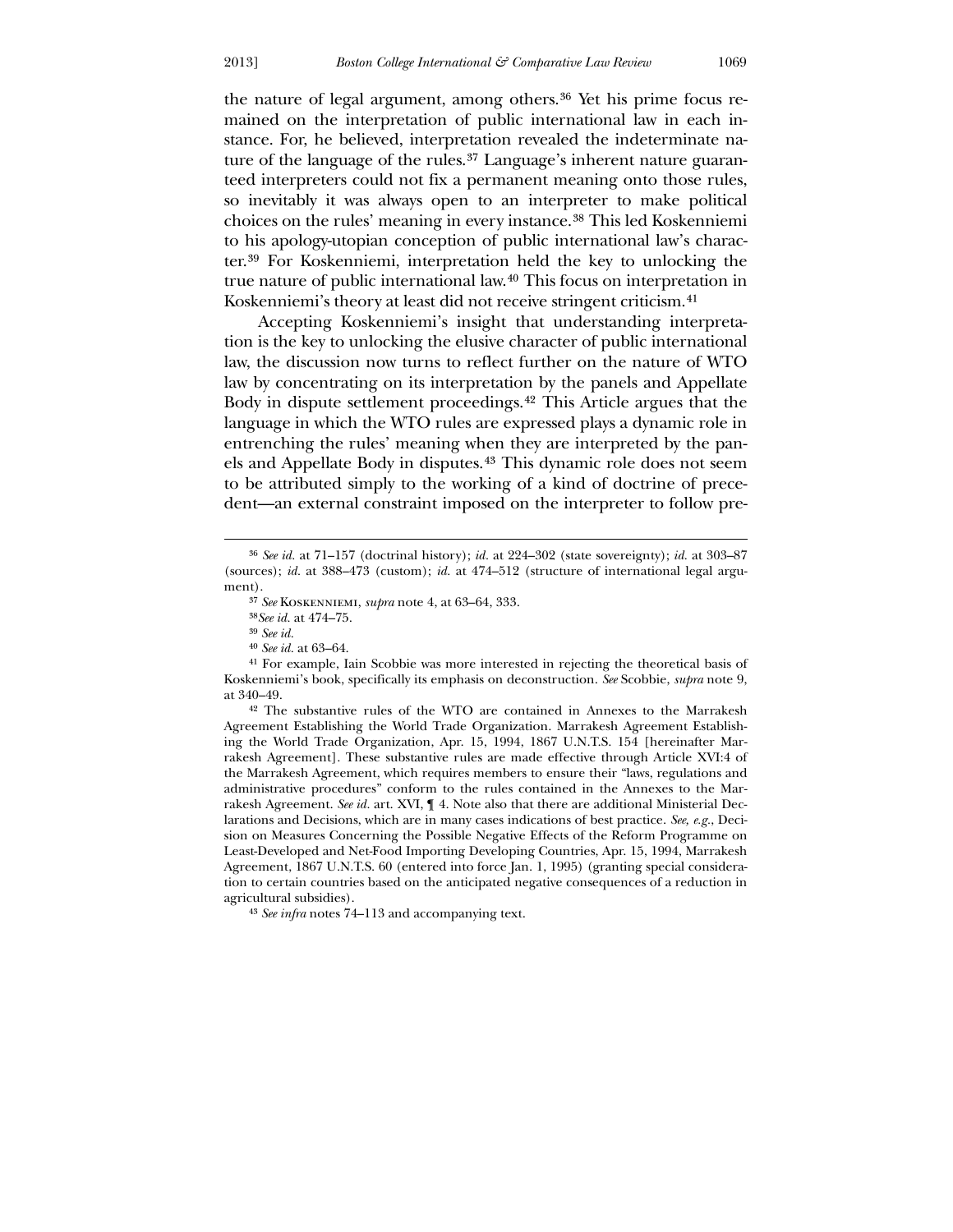the nature of legal argument, among others.[36] Yet his prime focus remained on the interpretation of public international law in each instance. For, he believed, interpretation revealed the indeterminate nature of the language of the rules.[37] Language's inherent nature guaranteed interpreters could not fix a permanent meaning onto those rules, so inevitably it was always open to an interpreter to make political choices on the rules' meaning in every instance.[38] This led Koskenniemi to his apology-utopian conception of public international law's character.[39] For Koskenniemi, interpretation held the key to unlocking the true nature of public international law.[40] This focus on interpretation in Koskenniemi's theory at least did not receive stringent criticism.[41]

Accepting Koskenniemi's insight that understanding interpretation is the key to unlocking the elusive character of public international law, the discussion now turns to reflect further on the nature of WTO law by concentrating on its interpretation by the panels and Appellate Body in dispute settlement proceedings.[42] This Article argues that the language in which the WTO rules are expressed plays a dynamic role in entrenching the rules' meaning when they are interpreted by the panels and Appellate Body in disputes.[43] This dynamic role does not seem to be attributed simply to the working of a kind of doctrine of precedent—an external constraint imposed on the interpreter to follow pre-

---

[36] *See id.* at 71–157 (doctrinal history); *id.* at 224–302 (state sovereignty); *id.* at 303–87 (sources); *id.* at 388–473 (custom); *id.* at 474–512 (structure of international legal argument).

[37] *See* Koskenniemi, *supra* note 4, at 63–64, 333.

[38] *See id.* at 474–75.

[39] *See id.*

[40] *See id.* at 63–64.

[41] For example, Iain Scobbie was more interested in rejecting the theoretical basis of Koskenniemi's book, specifically its emphasis on deconstruction. *See* Scobbie, *supra* note 9, at 340–49.

[42] The substantive rules of the WTO are contained in Annexes to the Marrakesh Agreement Establishing the World Trade Organization. Marrakesh Agreement Establishing the World Trade Organization, Apr. 15, 1994, 1867 U.N.T.S. 154 [hereinafter Marrakesh Agreement]. These substantive rules are made effective through Article XVI:4 of the Marrakesh Agreement, which requires members to ensure their "laws, regulations and administrative procedures" conform to the rules contained in the Annexes to the Marrakesh Agreement. *See id.* art. XVI, ¶ 4. Note also that there are additional Ministerial Declarations and Decisions, which are in many cases indications of best practice. *See, e.g.*, Decision on Measures Concerning the Possible Negative Effects of the Reform Programme on Least-Developed and Net-Food Importing Developing Countries, Apr. 15, 1994, Marrakesh Agreement, 1867 U.N.T.S. 60 (entered into force Jan. 1, 1995) (granting special consideration to certain countries based on the anticipated negative consequences of a reduction in agricultural subsidies).

[43] *See infra* notes 74–113 and accompanying text.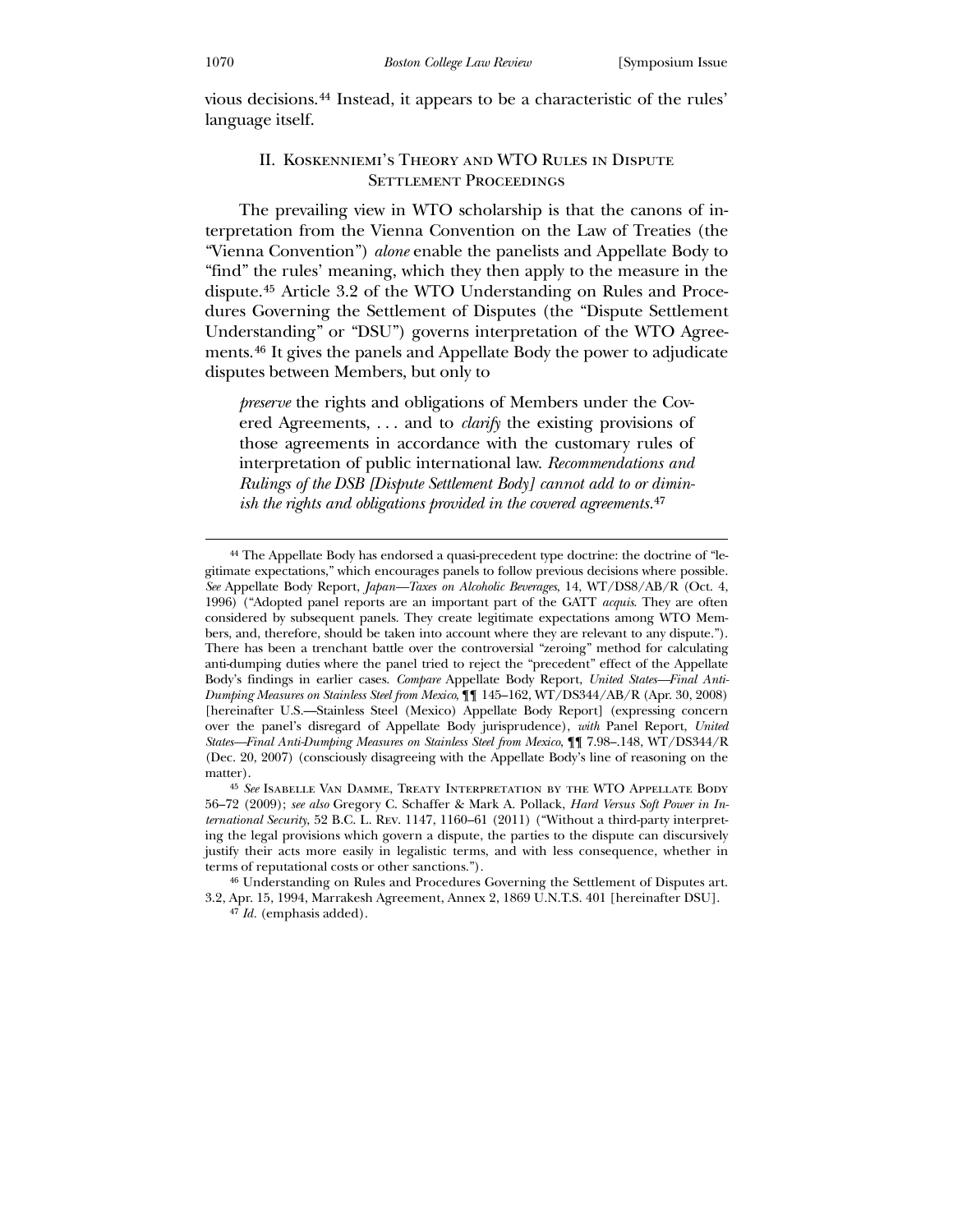vious decisions.[44] Instead, it appears to be a characteristic of the rules' language itself.

## II. Koskenniemi's Theory and WTO Rules in Dispute Settlement Proceedings

The prevailing view in WTO scholarship is that the canons of interpretation from the Vienna Convention on the Law of Treaties (the "Vienna Convention") *alone* enable the panelists and Appellate Body to "find" the rules' meaning, which they then apply to the measure in the dispute.[45] Article 3.2 of the WTO Understanding on Rules and Procedures Governing the Settlement of Disputes (the "Dispute Settlement Understanding" or "DSU") governs interpretation of the WTO Agreements.[46] It gives the panels and Appellate Body the power to adjudicate disputes between Members, but only to

> *preserve* the rights and obligations of Members under the Covered Agreements, . . . and to *clarify* the existing provisions of those agreements in accordance with the customary rules of interpretation of public international law. *Recommendations and Rulings of the DSB [Dispute Settlement Body] cannot add to or diminish the rights and obligations provided in the covered agreements*.[47]

---

[44] The Appellate Body has endorsed a quasi-precedent type doctrine: the doctrine of "legitimate expectations," which encourages panels to follow previous decisions where possible. *See* Appellate Body Report, *Japan—Taxes on Alcoholic Beverages*, 14, WT/DS8/AB/R (Oct. 4, 1996) ("Adopted panel reports are an important part of the GATT *acquis*. They are often considered by subsequent panels. They create legitimate expectations among WTO Members, and, therefore, should be taken into account where they are relevant to any dispute."). There has been a trenchant battle over the controversial "zeroing" method for calculating anti-dumping duties where the panel tried to reject the "precedent" effect of the Appellate Body's findings in earlier cases. *Compare* Appellate Body Report, *United States—Final Anti-Dumping Measures on Stainless Steel from Mexico*, ¶¶ 145–162, WT/DS344/AB/R (Apr. 30, 2008) [hereinafter U.S.—Stainless Steel (Mexico) Appellate Body Report] (expressing concern over the panel's disregard of Appellate Body jurisprudence), *with* Panel Report, *United States—Final Anti-Dumping Measures on Stainless Steel from Mexico*, ¶¶ 7.98–.148, WT/DS344/R (Dec. 20, 2007) (consciously disagreeing with the Appellate Body's line of reasoning on the matter).

[45] *See* Isabelle Van Damme, Treaty Interpretation by the WTO Appellate Body 56–72 (2009); *see also* Gregory C. Schaffer & Mark A. Pollack, *Hard Versus Soft Power in International Security*, 52 B.C. L. Rev. 1147, 1160–61 (2011) ("Without a third-party interpreting the legal provisions which govern a dispute, the parties to the dispute can discursively justify their acts more easily in legalistic terms, and with less consequence, whether in terms of reputational costs or other sanctions.").

[46] Understanding on Rules and Procedures Governing the Settlement of Disputes art. 3.2, Apr. 15, 1994, Marrakesh Agreement, Annex 2, 1869 U.N.T.S. 401 [hereinafter DSU].

[47] *Id.* (emphasis added).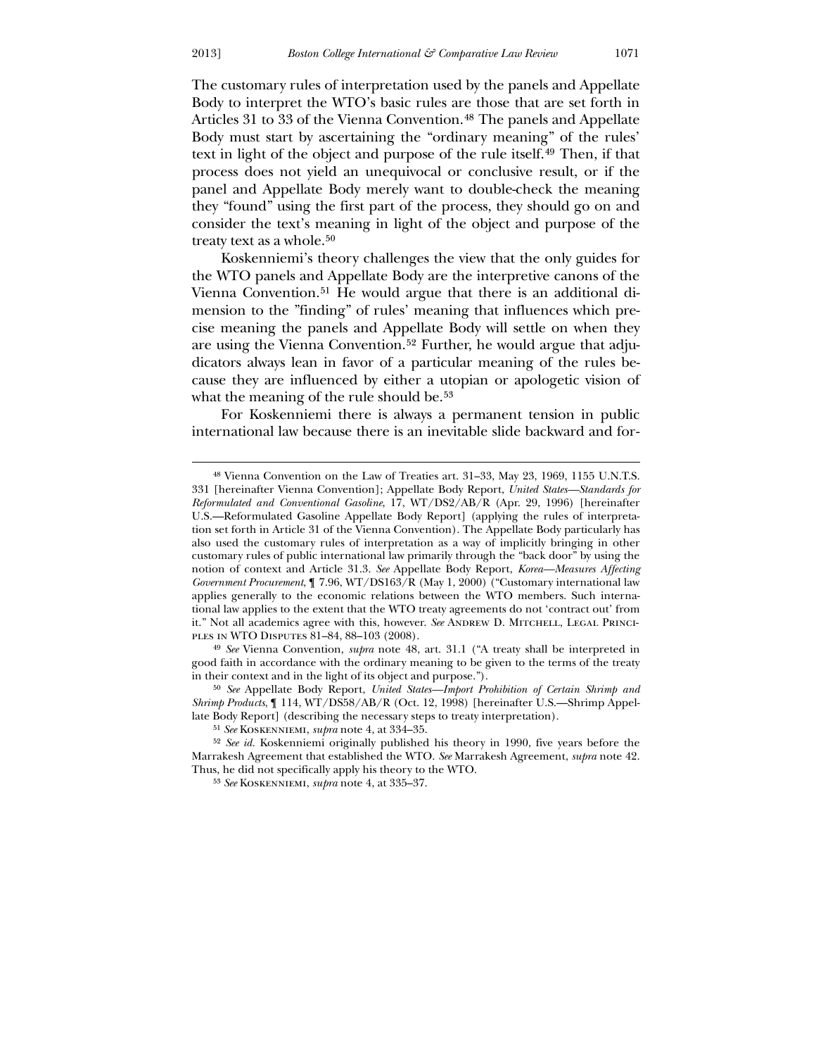The customary rules of interpretation used by the panels and Appellate Body to interpret the WTO's basic rules are those that are set forth in Articles 31 to 33 of the Vienna Convention.[48] The panels and Appellate Body must start by ascertaining the "ordinary meaning" of the rules' text in light of the object and purpose of the rule itself.[49] Then, if that process does not yield an unequivocal or conclusive result, or if the panel and Appellate Body merely want to double-check the meaning they "found" using the first part of the process, they should go on and consider the text's meaning in light of the object and purpose of the treaty text as a whole.[50]

Koskenniemi's theory challenges the view that the only guides for the WTO panels and Appellate Body are the interpretive canons of the Vienna Convention.[51] He would argue that there is an additional dimension to the "finding" of rules' meaning that influences which precise meaning the panels and Appellate Body will settle on when they are using the Vienna Convention.[52] Further, he would argue that adjudicators always lean in favor of a particular meaning of the rules because they are influenced by either a utopian or apologetic vision of what the meaning of the rule should be.[53]

For Koskenniemi there is always a permanent tension in public international law because there is an inevitable slide backward and for-

---

[48] Vienna Convention on the Law of Treaties art. 31–33, May 23, 1969, 1155 U.N.T.S. 331 [hereinafter Vienna Convention]; Appellate Body Report, *United States—Standards for Reformulated and Conventional Gasoline*, 17, WT/DS2/AB/R (Apr. 29, 1996) [hereinafter U.S.—Reformulated Gasoline Appellate Body Report] (applying the rules of interpretation set forth in Article 31 of the Vienna Convention). The Appellate Body particularly has also used the customary rules of interpretation as a way of implicitly bringing in other customary rules of public international law primarily through the "back door" by using the notion of context and Article 31.3. *See* Appellate Body Report, *Korea—Measures Affecting Government Procurement*, ¶ 7.96, WT/DS163/R (May 1, 2000) ("Customary international law applies generally to the economic relations between the WTO members. Such international law applies to the extent that the WTO treaty agreements do not 'contract out' from it." Not all academics agree with this, however. *See* Andrew D. Mitchell, Legal Principles in WTO Disputes 81–84, 88–103 (2008).

[49] *See* Vienna Convention, *supra* note 48, art. 31.1 ("A treaty shall be interpreted in good faith in accordance with the ordinary meaning to be given to the terms of the treaty in their context and in the light of its object and purpose.").

[50] *See* Appellate Body Report, *United States—Import Prohibition of Certain Shrimp and Shrimp Products*, ¶ 114, WT/DS58/AB/R (Oct. 12, 1998) [hereinafter U.S.—Shrimp Appellate Body Report] (describing the necessary steps to treaty interpretation).

[51] *See* Koskenniemi, *supra* note 4, at 334–35.

[52] *See id.* Koskenniemi originally published his theory in 1990, five years before the Marrakesh Agreement that established the WTO. *See* Marrakesh Agreement, *supra* note 42. Thus, he did not specifically apply his theory to the WTO.

[53] *See* Koskenniemi, *supra* note 4, at 335–37.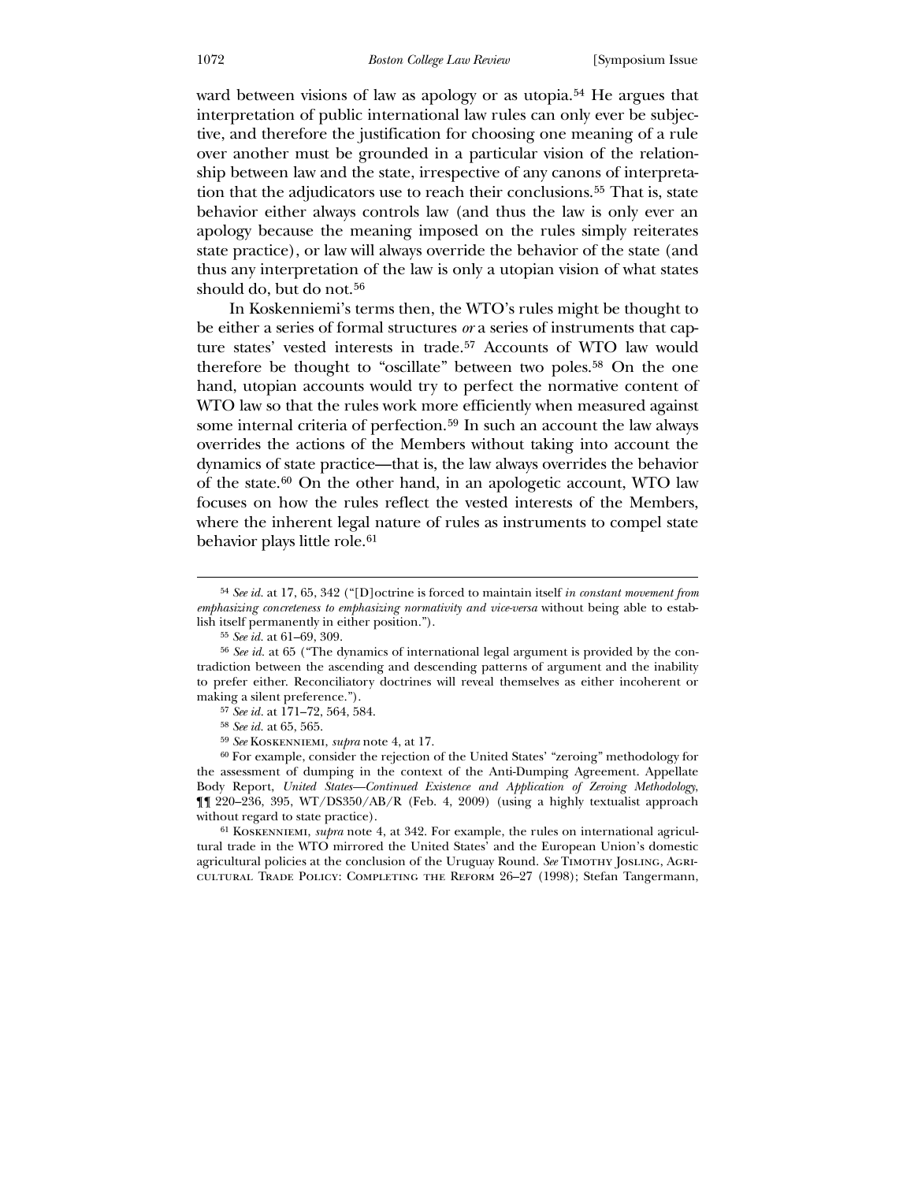ward between visions of law as apology or as utopia.[54] He argues that interpretation of public international law rules can only ever be subjective, and therefore the justification for choosing one meaning of a rule over another must be grounded in a particular vision of the relationship between law and the state, irrespective of any canons of interpretation that the adjudicators use to reach their conclusions.[55] That is, state behavior either always controls law (and thus the law is only ever an apology because the meaning imposed on the rules simply reiterates state practice), or law will always override the behavior of the state (and thus any interpretation of the law is only a utopian vision of what states should do, but do not.[56]

In Koskenniemi's terms then, the WTO's rules might be thought to be either a series of formal structures *or* a series of instruments that capture states' vested interests in trade.[57] Accounts of WTO law would therefore be thought to "oscillate" between two poles.[58] On the one hand, utopian accounts would try to perfect the normative content of WTO law so that the rules work more efficiently when measured against some internal criteria of perfection.[59] In such an account the law always overrides the actions of the Members without taking into account the dynamics of state practice—that is, the law always overrides the behavior of the state.[60] On the other hand, in an apologetic account, WTO law focuses on how the rules reflect the vested interests of the Members, where the inherent legal nature of rules as instruments to compel state behavior plays little role.[61]

---

[54] *See id.* at 17, 65, 342 ("[D]octrine is forced to maintain itself *in constant movement from emphasizing concreteness to emphasizing normativity and vice-versa* without being able to establish itself permanently in either position.").

[55] *See id.* at 61–69, 309.

[56] *See id.* at 65 ("The dynamics of international legal argument is provided by the contradiction between the ascending and descending patterns of argument and the inability to prefer either. Reconciliatory doctrines will reveal themselves as either incoherent or making a silent preference.").

[57] *See id.* at 171–72, 564, 584.

[58] *See id.* at 65, 565.

[59] *See* Koskenniemi, *supra* note 4, at 17.

[60] For example, consider the rejection of the United States' "zeroing" methodology for the assessment of dumping in the context of the Anti-Dumping Agreement. Appellate Body Report, *United States—Continued Existence and Application of Zeroing Methodology*, ¶¶ 220–236, 395, WT/DS350/AB/R (Feb. 4, 2009) (using a highly textualist approach without regard to state practice).

[61] Koskenniemi, *supra* note 4, at 342. For example, the rules on international agricultural trade in the WTO mirrored the United States' and the European Union's domestic agricultural policies at the conclusion of the Uruguay Round. *See* Timothy Josling, Agricultural Trade Policy: Completing the Reform 26–27 (1998); Stefan Tangermann,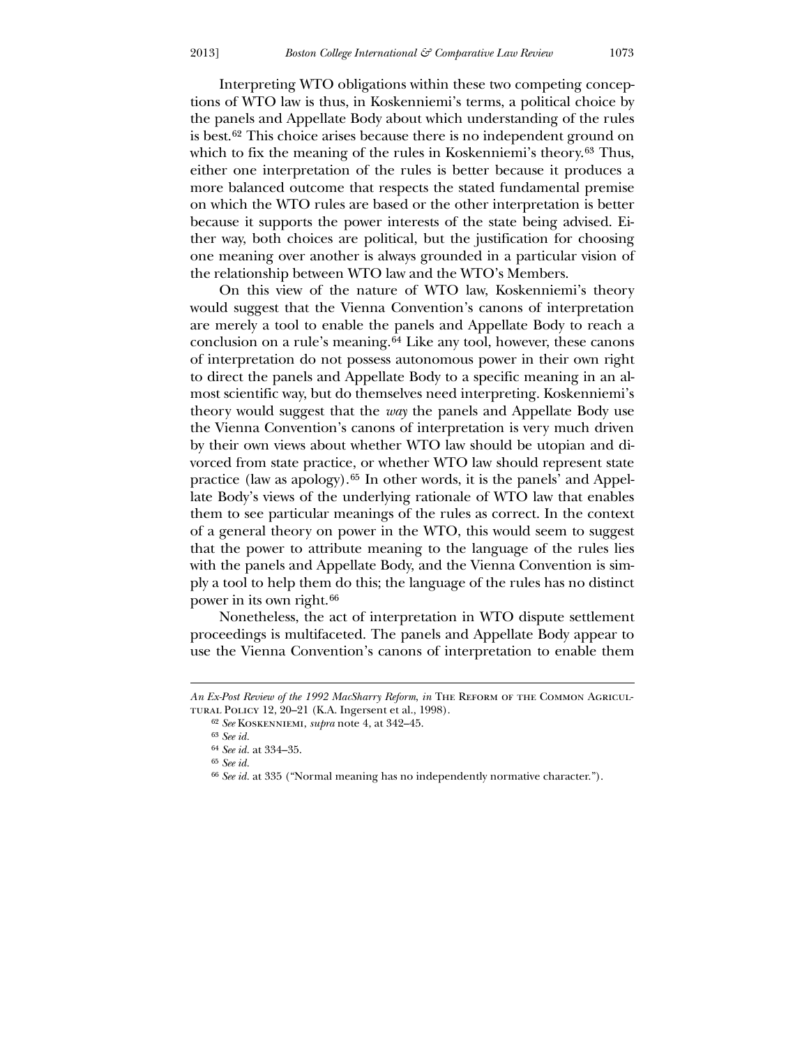Interpreting WTO obligations within these two competing conceptions of WTO law is thus, in Koskenniemi's terms, a political choice by the panels and Appellate Body about which understanding of the rules is best.[62] This choice arises because there is no independent ground on which to fix the meaning of the rules in Koskenniemi's theory.[63] Thus, either one interpretation of the rules is better because it produces a more balanced outcome that respects the stated fundamental premise on which the WTO rules are based or the other interpretation is better because it supports the power interests of the state being advised. Either way, both choices are political, but the justification for choosing one meaning over another is always grounded in a particular vision of the relationship between WTO law and the WTO's Members.

On this view of the nature of WTO law, Koskenniemi's theory would suggest that the Vienna Convention's canons of interpretation are merely a tool to enable the panels and Appellate Body to reach a conclusion on a rule's meaning.[64] Like any tool, however, these canons of interpretation do not possess autonomous power in their own right to direct the panels and Appellate Body to a specific meaning in an almost scientific way, but do themselves need interpreting. Koskenniemi's theory would suggest that the *way* the panels and Appellate Body use the Vienna Convention's canons of interpretation is very much driven by their own views about whether WTO law should be utopian and divorced from state practice, or whether WTO law should represent state practice (law as apology).[65] In other words, it is the panels' and Appellate Body's views of the underlying rationale of WTO law that enables them to see particular meanings of the rules as correct. In the context of a general theory on power in the WTO, this would seem to suggest that the power to attribute meaning to the language of the rules lies with the panels and Appellate Body, and the Vienna Convention is simply a tool to help them do this; the language of the rules has no distinct power in its own right.[66]

Nonetheless, the act of interpretation in WTO dispute settlement proceedings is multifaceted. The panels and Appellate Body appear to use the Vienna Convention's canons of interpretation to enable them

---

*An Ex-Post Review of the 1992 MacSharry Reform*, *in* The Reform of the Common Agricultural Policy 12, 20–21 (K.A. Ingersent et al., 1998).

[62] *See* Koskenniemi, *supra* note 4, at 342–45.

[63] *See id.*

[64] *See id.* at 334–35.

[65] *See id.*

[66] *See id.* at 335 ("Normal meaning has no independently normative character.").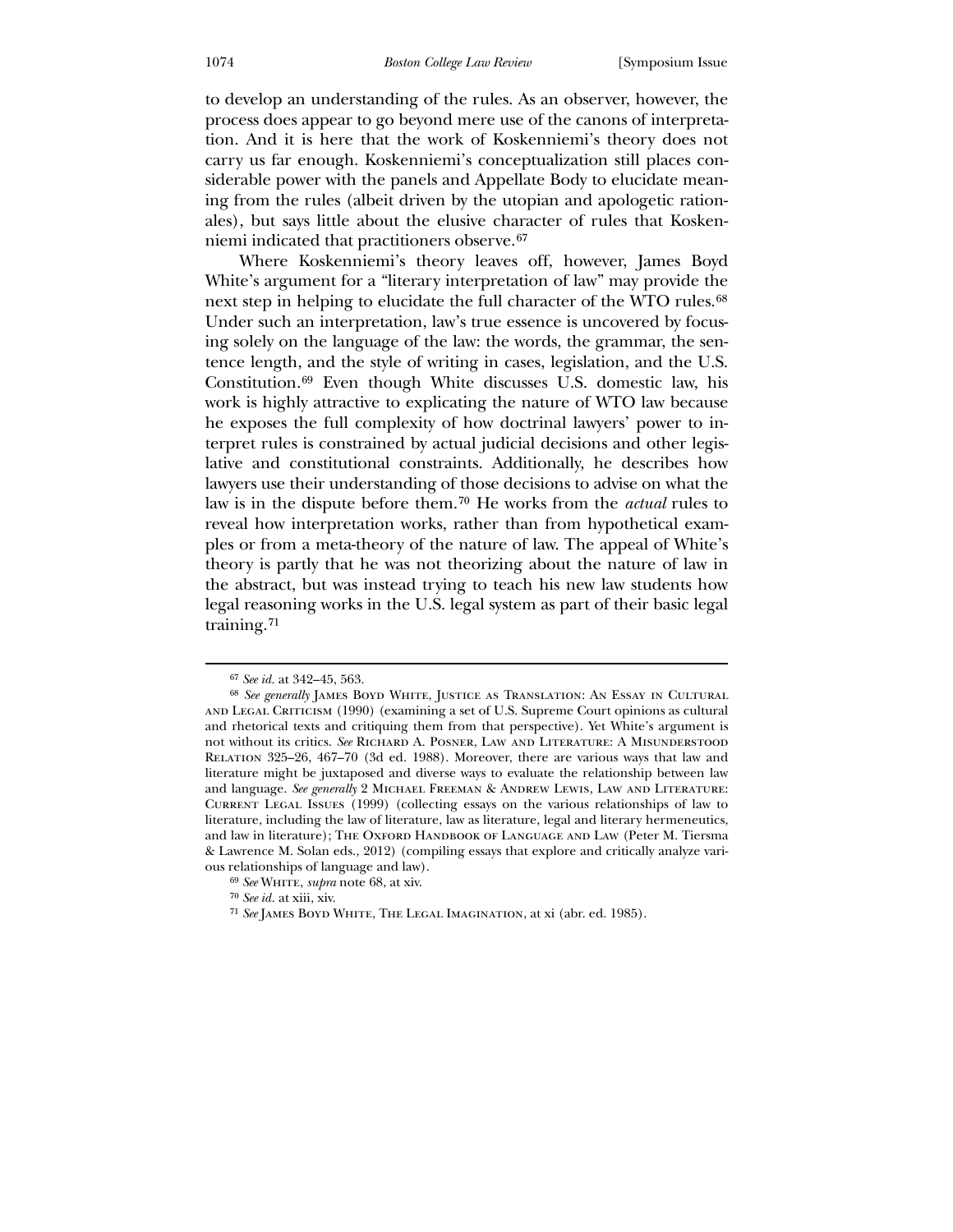to develop an understanding of the rules. As an observer, however, the process does appear to go beyond mere use of the canons of interpretation. And it is here that the work of Koskenniemi's theory does not carry us far enough. Koskenniemi's conceptualization still places considerable power with the panels and Appellate Body to elucidate meaning from the rules (albeit driven by the utopian and apologetic rationales), but says little about the elusive character of rules that Koskenniemi indicated that practitioners observe.[67]

Where Koskenniemi's theory leaves off, however, James Boyd White's argument for a "literary interpretation of law" may provide the next step in helping to elucidate the full character of the WTO rules.[68] Under such an interpretation, law's true essence is uncovered by focusing solely on the language of the law: the words, the grammar, the sentence length, and the style of writing in cases, legislation, and the U.S. Constitution.[69] Even though White discusses U.S. domestic law, his work is highly attractive to explicating the nature of WTO law because he exposes the full complexity of how doctrinal lawyers' power to interpret rules is constrained by actual judicial decisions and other legislative and constitutional constraints. Additionally, he describes how lawyers use their understanding of those decisions to advise on what the law is in the dispute before them.[70] He works from the *actual* rules to reveal how interpretation works, rather than from hypothetical examples or from a meta-theory of the nature of law. The appeal of White's theory is partly that he was not theorizing about the nature of law in the abstract, but was instead trying to teach his new law students how legal reasoning works in the U.S. legal system as part of their basic legal training.[71]

---

[67] *See id.* at 342–45, 563.

[68] *See generally* James Boyd White, Justice as Translation: An Essay in Cultural and Legal Criticism (1990) (examining a set of U.S. Supreme Court opinions as cultural and rhetorical texts and critiquing them from that perspective). Yet White's argument is not without its critics. *See* Richard A. Posner, Law and Literature: A Misunderstood Relation 325–26, 467–70 (3d ed. 1988). Moreover, there are various ways that law and literature might be juxtaposed and diverse ways to evaluate the relationship between law and language. *See generally* 2 Michael Freeman & Andrew Lewis, Law and Literature: Current Legal Issues (1999) (collecting essays on the various relationships of law to literature, including the law of literature, law as literature, legal and literary hermeneutics, and law in literature); The Oxford Handbook of Language and Law (Peter M. Tiersma & Lawrence M. Solan eds., 2012) (compiling essays that explore and critically analyze various relationships of language and law).

[69] *See* White, *supra* note 68, at xiv.

[70] *See id.* at xiii, xiv.

[71] *See* James Boyd White, The Legal Imagination, at xi (abr. ed. 1985).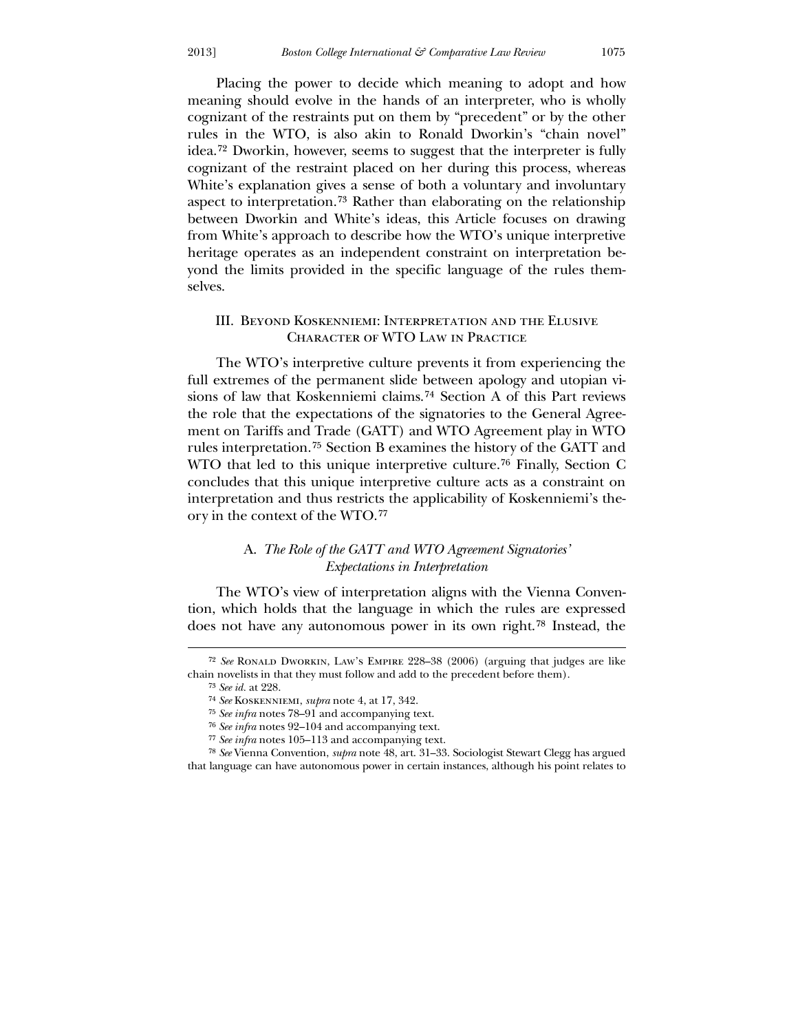Placing the power to decide which meaning to adopt and how meaning should evolve in the hands of an interpreter, who is wholly cognizant of the restraints put on them by "precedent" or by the other rules in the WTO, is also akin to Ronald Dworkin's "chain novel" idea.[72] Dworkin, however, seems to suggest that the interpreter is fully cognizant of the restraint placed on her during this process, whereas White's explanation gives a sense of both a voluntary and involuntary aspect to interpretation.[73] Rather than elaborating on the relationship between Dworkin and White's ideas, this Article focuses on drawing from White's approach to describe how the WTO's unique interpretive heritage operates as an independent constraint on interpretation beyond the limits provided in the specific language of the rules themselves.

## III. Beyond Koskenniemi: Interpretation and the Elusive Character of WTO Law in Practice

The WTO's interpretive culture prevents it from experiencing the full extremes of the permanent slide between apology and utopian visions of law that Koskenniemi claims.[74] Section A of this Part reviews the role that the expectations of the signatories to the General Agreement on Tariffs and Trade (GATT) and WTO Agreement play in WTO rules interpretation.[75] Section B examines the history of the GATT and WTO that led to this unique interpretive culture.[76] Finally, Section C concludes that this unique interpretive culture acts as a constraint on interpretation and thus restricts the applicability of Koskenniemi's theory in the context of the WTO.[77]

### A. *The Role of the GATT and WTO Agreement Signatories' Expectations in Interpretation*

The WTO's view of interpretation aligns with the Vienna Convention, which holds that the language in which the rules are expressed does not have any autonomous power in its own right.[78] Instead, the

---

[72] *See* Ronald Dworkin, Law's Empire 228–38 (2006) (arguing that judges are like chain novelists in that they must follow and add to the precedent before them).

[73] *See id.* at 228.

[74] *See* Koskenniemi, *supra* note 4, at 17, 342.

[75] *See infra* notes 78–91 and accompanying text.

[76] *See infra* notes 92–104 and accompanying text.

[77] *See infra* notes 105–113 and accompanying text.

[78] *See* Vienna Convention, *supra* note 48, art. 31–33. Sociologist Stewart Clegg has argued that language can have autonomous power in certain instances, although his point relates to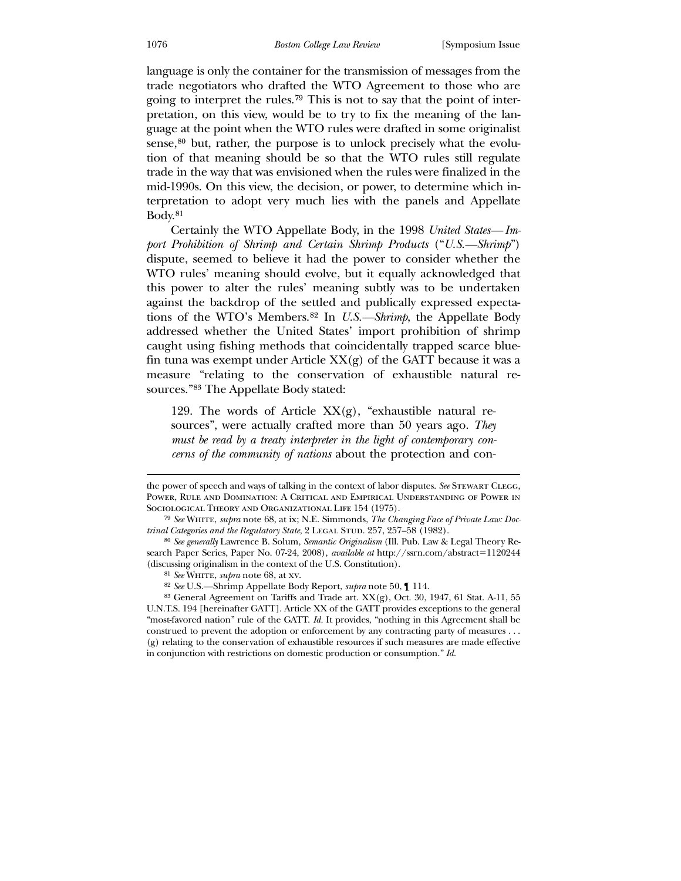language is only the container for the transmission of messages from the trade negotiators who drafted the WTO Agreement to those who are going to interpret the rules.[79] This is not to say that the point of interpretation, on this view, would be to try to fix the meaning of the language at the point when the WTO rules were drafted in some originalist sense,[80] but, rather, the purpose is to unlock precisely what the evolution of that meaning should be so that the WTO rules still regulate trade in the way that was envisioned when the rules were finalized in the mid-1990s. On this view, the decision, or power, to determine which interpretation to adopt very much lies with the panels and Appellate Body.[81]

Certainly the WTO Appellate Body, in the 1998 *United States—Import Prohibition of Shrimp and Certain Shrimp Products* ("*U.S.—Shrimp*") dispute, seemed to believe it had the power to consider whether the WTO rules' meaning should evolve, but it equally acknowledged that this power to alter the rules' meaning subtly was to be undertaken against the backdrop of the settled and publically expressed expectations of the WTO's Members.[82] In *U.S.—Shrimp*, the Appellate Body addressed whether the United States' import prohibition of shrimp caught using fishing methods that coincidentally trapped scarce bluefin tuna was exempt under Article XX(g) of the GATT because it was a measure "relating to the conservation of exhaustible natural resources."[83] The Appellate Body stated:

> 129. The words of Article XX(g), "exhaustible natural resources", were actually crafted more than 50 years ago. *They must be read by a treaty interpreter in the light of contemporary concerns of the community of nations* about the protection and con-

---

the power of speech and ways of talking in the context of labor disputes. *See* Stewart Clegg, Power, Rule and Domination: A Critical and Empirical Understanding of Power in Sociological Theory and Organizational Life 154 (1975).

[79] *See* White, *supra* note 68, at ix; N.E. Simmonds, *The Changing Face of Private Law: Doctrinal Categories and the Regulatory State*, 2 Legal Stud. 257, 257–58 (1982).

[80] *See generally* Lawrence B. Solum, *Semantic Originalism* (Ill. Pub. Law & Legal Theory Research Paper Series, Paper No. 07-24, 2008), *available at* http://ssrn.com/abstract=1120244 (discussing originalism in the context of the U.S. Constitution).

[81] *See* White, *supra* note 68, at xv.

[82] *See* U.S.—Shrimp Appellate Body Report, *supra* note 50, ¶ 114.

[83] General Agreement on Tariffs and Trade art. XX(g), Oct. 30, 1947, 61 Stat. A-11, 55 U.N.T.S. 194 [hereinafter GATT]. Article XX of the GATT provides exceptions to the general "most-favored nation" rule of the GATT. *Id.* It provides, "nothing in this Agreement shall be construed to prevent the adoption or enforcement by any contracting party of measures . . . (g) relating to the conservation of exhaustible resources if such measures are made effective in conjunction with restrictions on domestic production or consumption." *Id.*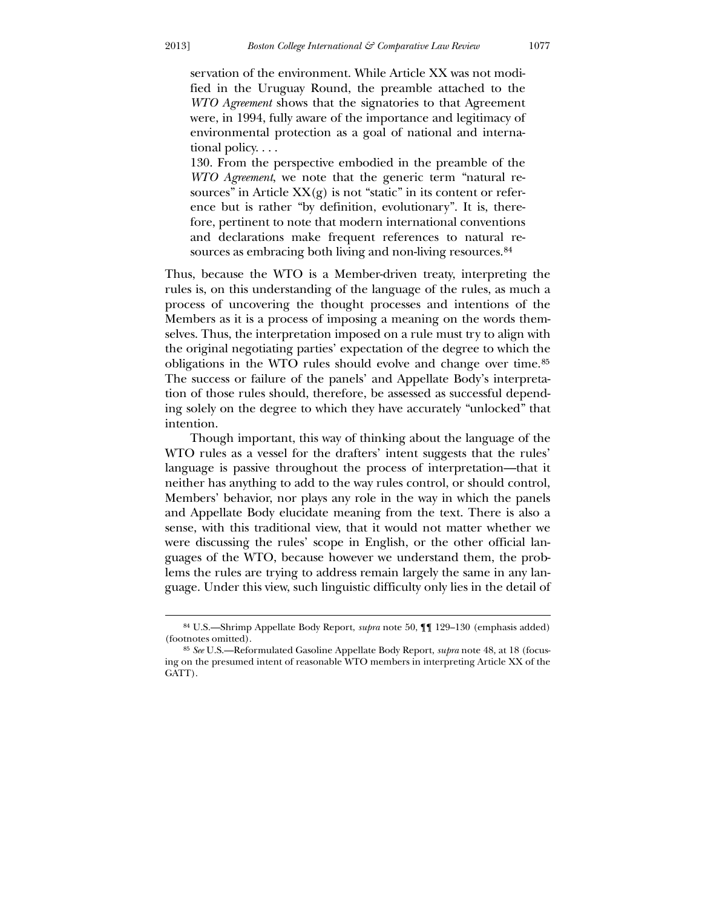> servation of the environment. While Article XX was not modified in the Uruguay Round, the preamble attached to the *WTO Agreement* shows that the signatories to that Agreement were, in 1994, fully aware of the importance and legitimacy of environmental protection as a goal of national and international policy. . . .
>
> 130. From the perspective embodied in the preamble of the *WTO Agreement*, we note that the generic term "natural resources" in Article XX(g) is not "static" in its content or reference but is rather "by definition, evolutionary". It is, therefore, pertinent to note that modern international conventions and declarations make frequent references to natural resources as embracing both living and non-living resources.[84]

Thus, because the WTO is a Member-driven treaty, interpreting the rules is, on this understanding of the language of the rules, as much a process of uncovering the thought processes and intentions of the Members as it is a process of imposing a meaning on the words themselves. Thus, the interpretation imposed on a rule must try to align with the original negotiating parties' expectation of the degree to which the obligations in the WTO rules should evolve and change over time.[85] The success or failure of the panels' and Appellate Body's interpretation of those rules should, therefore, be assessed as successful depending solely on the degree to which they have accurately "unlocked" that intention.

Though important, this way of thinking about the language of the WTO rules as a vessel for the drafters' intent suggests that the rules' language is passive throughout the process of interpretation—that it neither has anything to add to the way rules control, or should control, Members' behavior, nor plays any role in the way in which the panels and Appellate Body elucidate meaning from the text. There is also a sense, with this traditional view, that it would not matter whether we were discussing the rules' scope in English, or the other official languages of the WTO, because however we understand them, the problems the rules are trying to address remain largely the same in any language. Under this view, such linguistic difficulty only lies in the detail of

---

[84] U.S.—Shrimp Appellate Body Report, *supra* note 50, ¶¶ 129–130 (emphasis added) (footnotes omitted).

[85] *See* U.S.—Reformulated Gasoline Appellate Body Report, *supra* note 48, at 18 (focusing on the presumed intent of reasonable WTO members in interpreting Article XX of the GATT).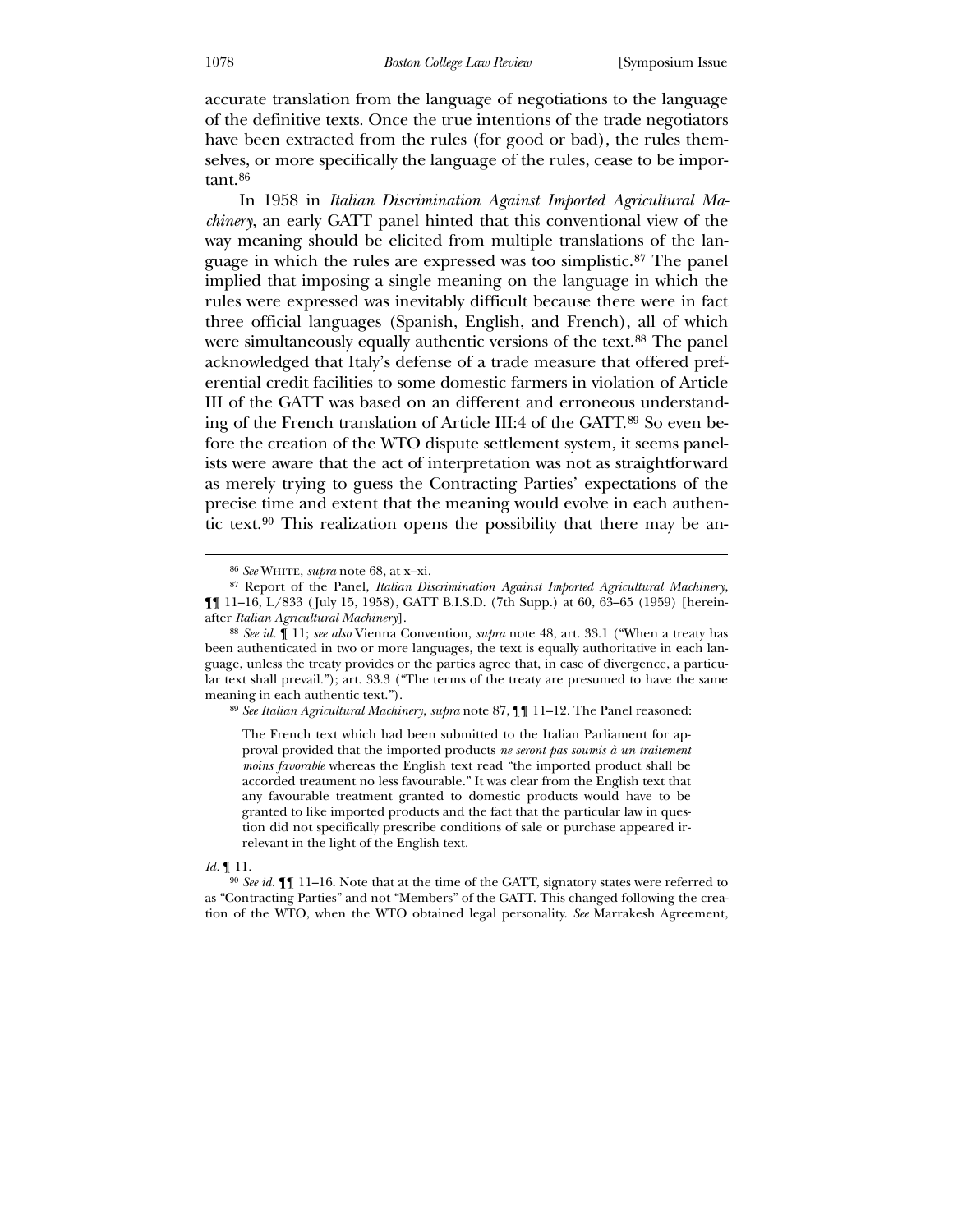accurate translation from the language of negotiations to the language of the definitive texts. Once the true intentions of the trade negotiators have been extracted from the rules (for good or bad), the rules themselves, or more specifically the language of the rules, cease to be important.[86]

In 1958 in *Italian Discrimination Against Imported Agricultural Machinery*, an early GATT panel hinted that this conventional view of the way meaning should be elicited from multiple translations of the language in which the rules are expressed was too simplistic.[87] The panel implied that imposing a single meaning on the language in which the rules were expressed was inevitably difficult because there were in fact three official languages (Spanish, English, and French), all of which were simultaneously equally authentic versions of the text.[88] The panel acknowledged that Italy's defense of a trade measure that offered preferential credit facilities to some domestic farmers in violation of Article III of the GATT was based on an different and erroneous understanding of the French translation of Article III:4 of the GATT.[89] So even before the creation of the WTO dispute settlement system, it seems panelists were aware that the act of interpretation was not as straightforward as merely trying to guess the Contracting Parties' expectations of the precise time and extent that the meaning would evolve in each authentic text.[90] This realization opens the possibility that there may be an-

---

[86] *See* White, *supra* note 68, at x–xi.

[87] Report of the Panel, *Italian Discrimination Against Imported Agricultural Machinery*, ¶¶ 11–16, L/833 (July 15, 1958), GATT B.I.S.D. (7th Supp.) at 60, 63–65 (1959) [hereinafter *Italian Agricultural Machinery*].

[88] *See id.* ¶ 11; *see also* Vienna Convention, *supra* note 48, art. 33.1 ("When a treaty has been authenticated in two or more languages, the text is equally authoritative in each language, unless the treaty provides or the parties agree that, in case of divergence, a particular text shall prevail."); art. 33.3 ("The terms of the treaty are presumed to have the same meaning in each authentic text.").

[89] *See Italian Agricultural Machinery*, *supra* note 87, ¶¶ 11–12. The Panel reasoned:

> The French text which had been submitted to the Italian Parliament for approval provided that the imported products *ne seront pas soumis à un traitement moins favorable* whereas the English text read "the imported product shall be accorded treatment no less favourable." It was clear from the English text that any favourable treatment granted to domestic products would have to be granted to like imported products and the fact that the particular law in question did not specifically prescribe conditions of sale or purchase appeared irrelevant in the light of the English text.

*Id.* ¶ 11.

[90] *See id.* ¶¶ 11–16. Note that at the time of the GATT, signatory states were referred to as "Contracting Parties" and not "Members" of the GATT. This changed following the creation of the WTO, when the WTO obtained legal personality. *See* Marrakesh Agreement,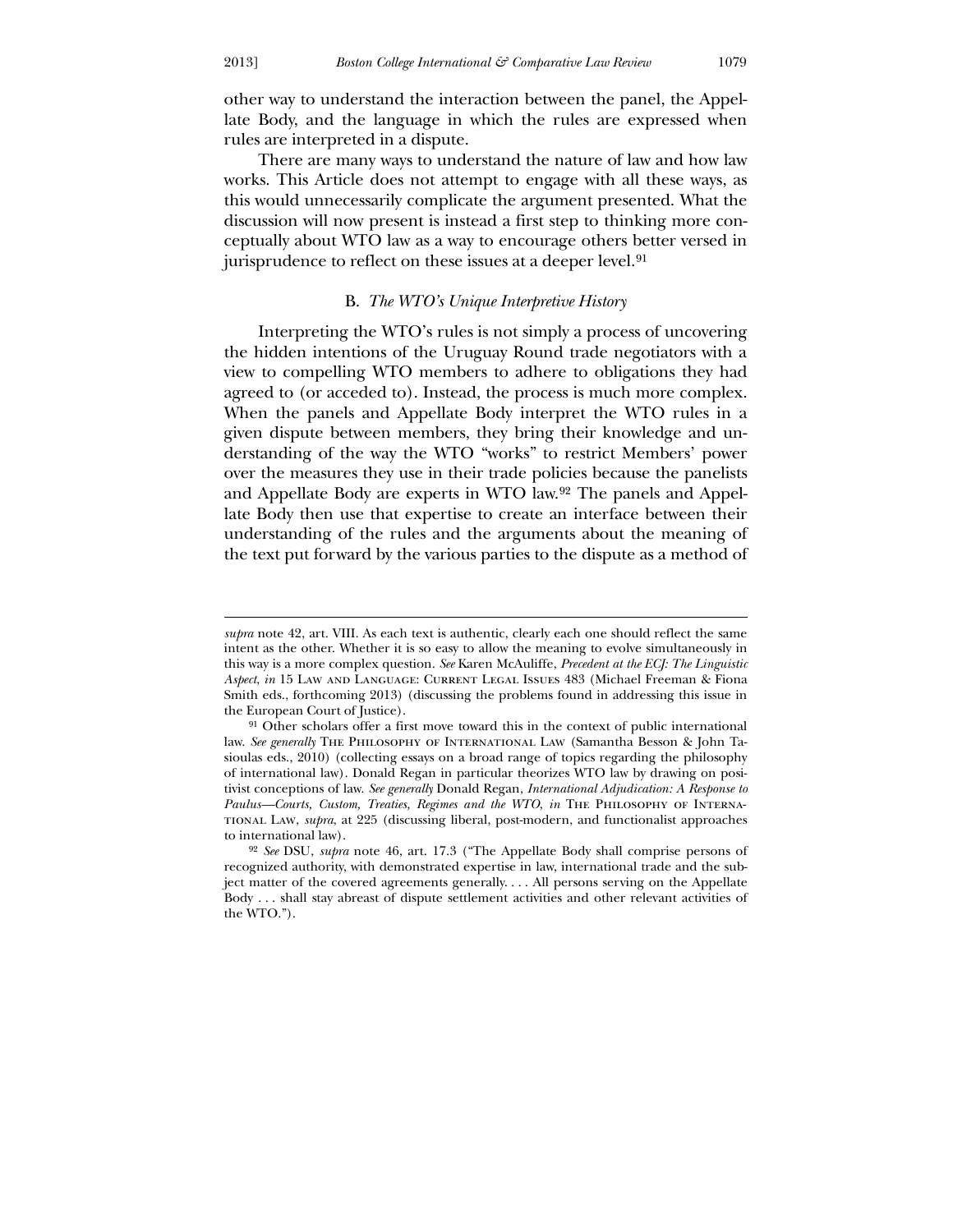other way to understand the interaction between the panel, the Appellate Body, and the language in which the rules are expressed when rules are interpreted in a dispute.

There are many ways to understand the nature of law and how law works. This Article does not attempt to engage with all these ways, as this would unnecessarily complicate the argument presented. What the discussion will now present is instead a first step to thinking more conceptually about WTO law as a way to encourage others better versed in jurisprudence to reflect on these issues at a deeper level.[91]

### B. *The WTO's Unique Interpretive History*

Interpreting the WTO's rules is not simply a process of uncovering the hidden intentions of the Uruguay Round trade negotiators with a view to compelling WTO members to adhere to obligations they had agreed to (or acceded to). Instead, the process is much more complex. When the panels and Appellate Body interpret the WTO rules in a given dispute between members, they bring their knowledge and understanding of the way the WTO "works" to restrict Members' power over the measures they use in their trade policies because the panelists and Appellate Body are experts in WTO law.[92] The panels and Appellate Body then use that expertise to create an interface between their understanding of the rules and the arguments about the meaning of the text put forward by the various parties to the dispute as a method of

---

*supra* note 42, art. VIII. As each text is authentic, clearly each one should reflect the same intent as the other. Whether it is so easy to allow the meaning to evolve simultaneously in this way is a more complex question. *See* Karen McAuliffe, *Precedent at the ECJ: The Linguistic Aspect*, *in* 15 Law and Language: Current Legal Issues 483 (Michael Freeman & Fiona Smith eds., forthcoming 2013) (discussing the problems found in addressing this issue in the European Court of Justice).

[91] Other scholars offer a first move toward this in the context of public international law. *See generally* The Philosophy of International Law (Samantha Besson & John Tasioulas eds., 2010) (collecting essays on a broad range of topics regarding the philosophy of international law). Donald Regan in particular theorizes WTO law by drawing on positivist conceptions of law. *See generally* Donald Regan, *International Adjudication: A Response to Paulus—Courts, Custom, Treaties, Regimes and the WTO*, *in* The Philosophy of International Law, *supra*, at 225 (discussing liberal, post-modern, and functionalist approaches to international law).

[92] *See* DSU, *supra* note 46, art. 17.3 ("The Appellate Body shall comprise persons of recognized authority, with demonstrated expertise in law, international trade and the subject matter of the covered agreements generally. . . . All persons serving on the Appellate Body . . . shall stay abreast of dispute settlement activities and other relevant activities of the WTO.").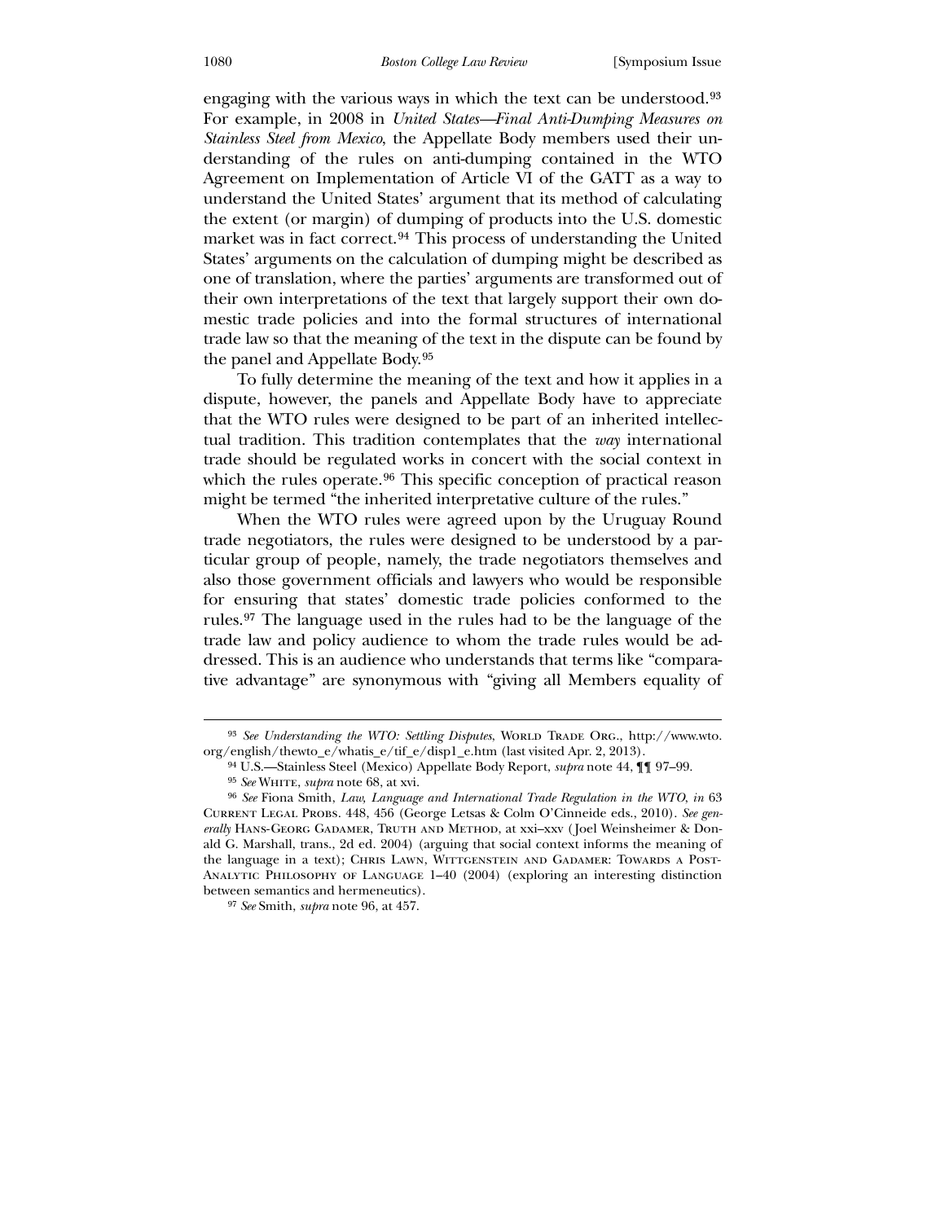engaging with the various ways in which the text can be understood.[93] For example, in 2008 in *United States—Final Anti-Dumping Measures on Stainless Steel from Mexico*, the Appellate Body members used their understanding of the rules on anti-dumping contained in the WTO Agreement on Implementation of Article VI of the GATT as a way to understand the United States' argument that its method of calculating the extent (or margin) of dumping of products into the U.S. domestic market was in fact correct.[94] This process of understanding the United States' arguments on the calculation of dumping might be described as one of translation, where the parties' arguments are transformed out of their own interpretations of the text that largely support their own domestic trade policies and into the formal structures of international trade law so that the meaning of the text in the dispute can be found by the panel and Appellate Body.[95]

To fully determine the meaning of the text and how it applies in a dispute, however, the panels and Appellate Body have to appreciate that the WTO rules were designed to be part of an inherited intellectual tradition. This tradition contemplates that the *way* international trade should be regulated works in concert with the social context in which the rules operate.[96] This specific conception of practical reason might be termed "the inherited interpretative culture of the rules."

When the WTO rules were agreed upon by the Uruguay Round trade negotiators, the rules were designed to be understood by a particular group of people, namely, the trade negotiators themselves and also those government officials and lawyers who would be responsible for ensuring that states' domestic trade policies conformed to the rules.[97] The language used in the rules had to be the language of the trade law and policy audience to whom the trade rules would be addressed. This is an audience who understands that terms like "comparative advantage" are synonymous with "giving all Members equality of

---

[93] *See Understanding the WTO: Settling Disputes*, World Trade Org., http://www.wto.org/english/thewto_e/whatis_e/tif_e/disp1_e.htm (last visited Apr. 2, 2013).

[94] U.S.—Stainless Steel (Mexico) Appellate Body Report, *supra* note 44, ¶¶ 97–99.

[95] *See* White, *supra* note 68, at xvi.

[96] *See* Fiona Smith, *Law, Language and International Trade Regulation in the WTO*, *in* 63 Current Legal Probs. 448, 456 (George Letsas & Colm O'Cinneide eds., 2010). *See generally* Hans-Georg Gadamer, Truth and Method, at xxi–xxv (Joel Weinsheimer & Donald G. Marshall, trans., 2d ed. 2004) (arguing that social context informs the meaning of the language in a text); Chris Lawn, Wittgenstein and Gadamer: Towards a Post-Analytic Philosophy of Language 1–40 (2004) (exploring an interesting distinction between semantics and hermeneutics).

[97] *See* Smith, *supra* note 96, at 457.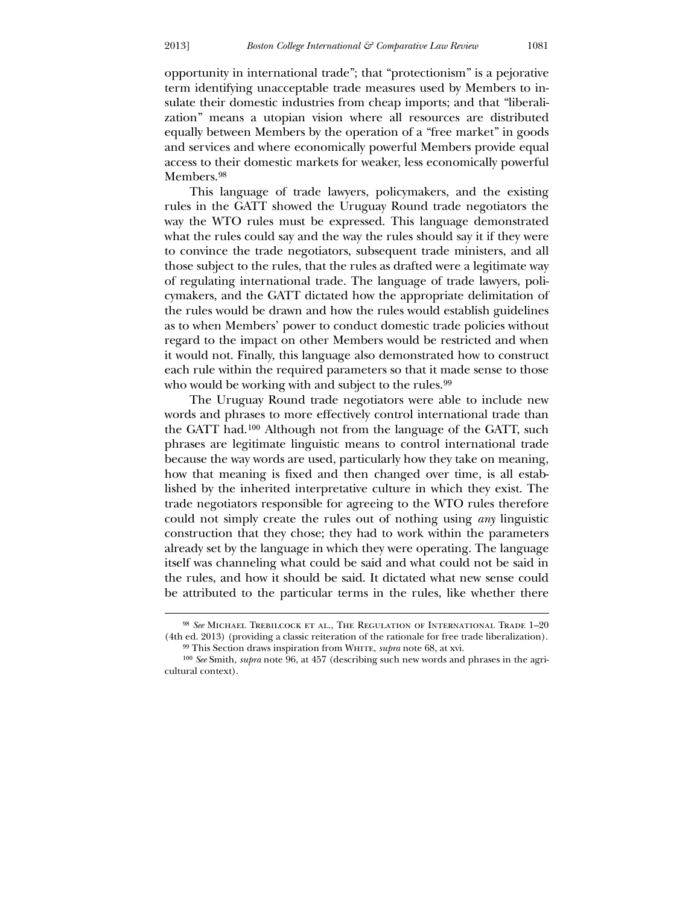opportunity in international trade"; that "protectionism" is a pejorative term identifying unacceptable trade measures used by Members to insulate their domestic industries from cheap imports; and that "liberalization" means a utopian vision where all resources are distributed equally between Members by the operation of a "free market" in goods and services and where economically powerful Members provide equal access to their domestic markets for weaker, less economically powerful Members.[98]

This language of trade lawyers, policymakers, and the existing rules in the GATT showed the Uruguay Round trade negotiators the way the WTO rules must be expressed. This language demonstrated what the rules could say and the way the rules should say it if they were to convince the trade negotiators, subsequent trade ministers, and all those subject to the rules, that the rules as drafted were a legitimate way of regulating international trade. The language of trade lawyers, policymakers, and the GATT dictated how the appropriate delimitation of the rules would be drawn and how the rules would establish guidelines as to when Members' power to conduct domestic trade policies without regard to the impact on other Members would be restricted and when it would not. Finally, this language also demonstrated how to construct each rule within the required parameters so that it made sense to those who would be working with and subject to the rules.[99]

The Uruguay Round trade negotiators were able to include new words and phrases to more effectively control international trade than the GATT had.[100] Although not from the language of the GATT, such phrases are legitimate linguistic means to control international trade because the way words are used, particularly how they take on meaning, how that meaning is fixed and then changed over time, is all established by the inherited interpretative culture in which they exist. The trade negotiators responsible for agreeing to the WTO rules therefore could not simply create the rules out of nothing using *any* linguistic construction that they chose; they had to work within the parameters already set by the language in which they were operating. The language itself was channeling what could be said and what could not be said in the rules, and how it should be said. It dictated what new sense could be attributed to the particular terms in the rules, like whether there

---

[98] *See* Michael Trebilcock et al., The Regulation of International Trade 1–20 (4th ed. 2013) (providing a classic reiteration of the rationale for free trade liberalization).

[99] This Section draws inspiration from White, *supra* note 68, at xvi.

[100] *See* Smith, *supra* note 96, at 457 (describing such new words and phrases in the agricultural context).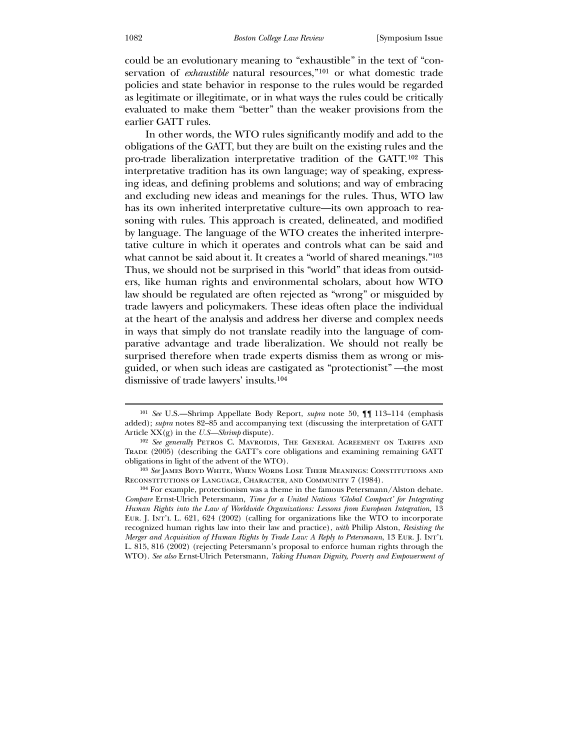could be an evolutionary meaning to "exhaustible" in the text of "conservation of *exhaustible* natural resources,"[101] or what domestic trade policies and state behavior in response to the rules would be regarded as legitimate or illegitimate, or in what ways the rules could be critically evaluated to make them "better" than the weaker provisions from the earlier GATT rules.

In other words, the WTO rules significantly modify and add to the obligations of the GATT, but they are built on the existing rules and the pro-trade liberalization interpretative tradition of the GATT.[102] This interpretative tradition has its own language; way of speaking, expressing ideas, and defining problems and solutions; and way of embracing and excluding new ideas and meanings for the rules. Thus, WTO law has its own inherited interpretative culture—its own approach to reasoning with rules. This approach is created, delineated, and modified by language. The language of the WTO creates the inherited interpretative culture in which it operates and controls what can be said and what cannot be said about it. It creates a "world of shared meanings."[103] Thus, we should not be surprised in this "world" that ideas from outsiders, like human rights and environmental scholars, about how WTO law should be regulated are often rejected as "wrong" or misguided by trade lawyers and policymakers. These ideas often place the individual at the heart of the analysis and address her diverse and complex needs in ways that simply do not translate readily into the language of comparative advantage and trade liberalization. We should not really be surprised therefore when trade experts dismiss them as wrong or misguided, or when such ideas are castigated as "protectionist"—the most dismissive of trade lawyers' insults.[104]

---

[101] *See* U.S.—Shrimp Appellate Body Report, *supra* note 50, ¶¶ 113–114 (emphasis added); *supra* notes 82–85 and accompanying text (discussing the interpretation of GATT Article XX(g) in the *U.S.—Shrimp* dispute).

[102] *See generally* Petros C. Mavroidis, The General Agreement on Tariffs and Trade (2005) (describing the GATT's core obligations and examining remaining GATT obligations in light of the advent of the WTO).

[103] *See* James Boyd White, When Words Lose Their Meanings: Constitutions and Reconstitutions of Language, Character, and Community 7 (1984).

[104] For example, protectionism was a theme in the famous Petersmann/Alston debate. *Compare* Ernst-Ulrich Petersmann, *Time for a United Nations 'Global Compact' for Integrating Human Rights into the Law of Worldwide Organizations: Lessons from European Integration*, 13 Eur. J. Int'l L. 621, 624 (2002) (calling for organizations like the WTO to incorporate recognized human rights law into their law and practice), *with* Philip Alston, *Resisting the Merger and Acquisition of Human Rights by Trade Law: A Reply to Petersmann*, 13 Eur. J. Int'l L. 815, 816 (2002) (rejecting Petersmann's proposal to enforce human rights through the WTO). *See also* Ernst-Ulrich Petersmann, *Taking Human Dignity, Poverty and Empowerment of*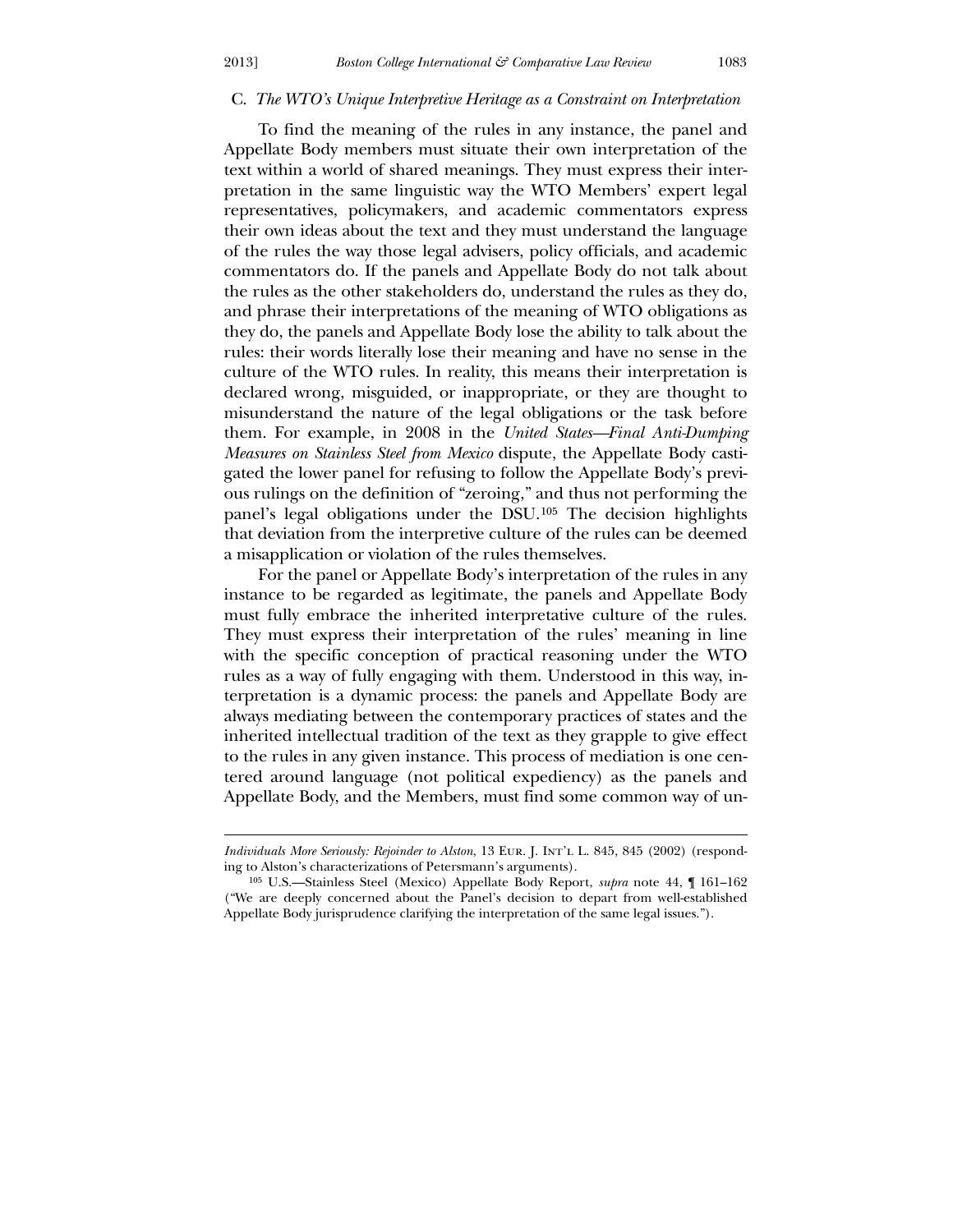### C. *The WTO's Unique Interpretive Heritage as a Constraint on Interpretation*

To find the meaning of the rules in any instance, the panel and Appellate Body members must situate their own interpretation of the text within a world of shared meanings. They must express their interpretation in the same linguistic way the WTO Members' expert legal representatives, policymakers, and academic commentators express their own ideas about the text and they must understand the language of the rules the way those legal advisers, policy officials, and academic commentators do. If the panels and Appellate Body do not talk about the rules as the other stakeholders do, understand the rules as they do, and phrase their interpretations of the meaning of WTO obligations as they do, the panels and Appellate Body lose the ability to talk about the rules: their words literally lose their meaning and have no sense in the culture of the WTO rules. In reality, this means their interpretation is declared wrong, misguided, or inappropriate, or they are thought to misunderstand the nature of the legal obligations or the task before them. For example, in 2008 in the *United States—Final Anti-Dumping Measures on Stainless Steel from Mexico* dispute, the Appellate Body castigated the lower panel for refusing to follow the Appellate Body's previous rulings on the definition of "zeroing," and thus not performing the panel's legal obligations under the DSU.[105] The decision highlights that deviation from the interpretive culture of the rules can be deemed a misapplication or violation of the rules themselves.

For the panel or Appellate Body's interpretation of the rules in any instance to be regarded as legitimate, the panels and Appellate Body must fully embrace the inherited interpretative culture of the rules. They must express their interpretation of the rules' meaning in line with the specific conception of practical reasoning under the WTO rules as a way of fully engaging with them. Understood in this way, interpretation is a dynamic process: the panels and Appellate Body are always mediating between the contemporary practices of states and the inherited intellectual tradition of the text as they grapple to give effect to the rules in any given instance. This process of mediation is one centered around language (not political expediency) as the panels and Appellate Body, and the Members, must find some common way of un-

---

*Individuals More Seriously: Rejoinder to Alston*, 13 Eur. J. Int'l L. 845, 845 (2002) (responding to Alston's characterizations of Petersmann's arguments).

[105] U.S.—Stainless Steel (Mexico) Appellate Body Report, *supra* note 44, ¶ 161–162 ("We are deeply concerned about the Panel's decision to depart from well-established Appellate Body jurisprudence clarifying the interpretation of the same legal issues.").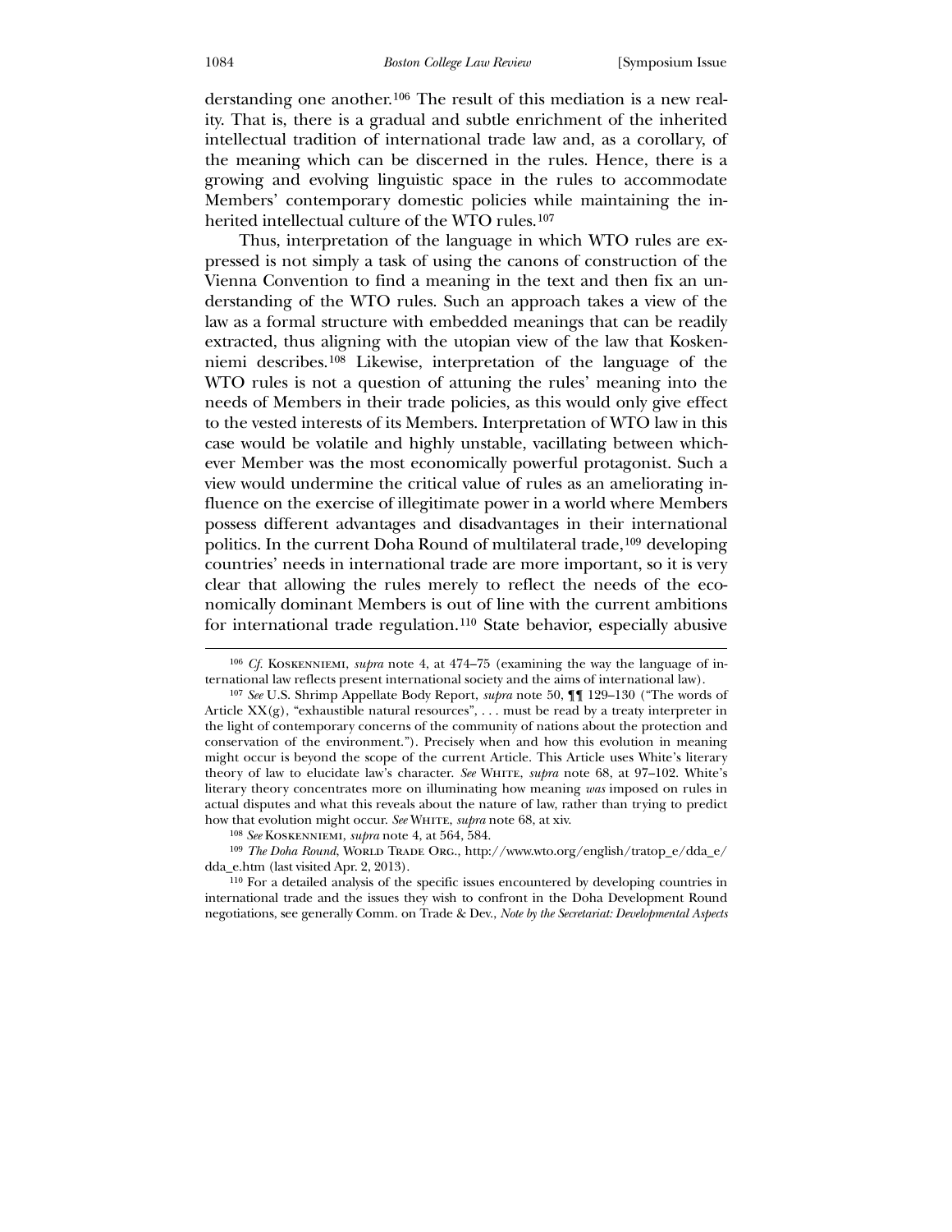derstanding one another.[106] The result of this mediation is a new reality. That is, there is a gradual and subtle enrichment of the inherited intellectual tradition of international trade law and, as a corollary, of the meaning which can be discerned in the rules. Hence, there is a growing and evolving linguistic space in the rules to accommodate Members' contemporary domestic policies while maintaining the inherited intellectual culture of the WTO rules.[107]

Thus, interpretation of the language in which WTO rules are expressed is not simply a task of using the canons of construction of the Vienna Convention to find a meaning in the text and then fix an understanding of the WTO rules. Such an approach takes a view of the law as a formal structure with embedded meanings that can be readily extracted, thus aligning with the utopian view of the law that Koskenniemi describes.[108] Likewise, interpretation of the language of the WTO rules is not a question of attuning the rules' meaning into the needs of Members in their trade policies, as this would only give effect to the vested interests of its Members. Interpretation of WTO law in this case would be volatile and highly unstable, vacillating between whichever Member was the most economically powerful protagonist. Such a view would undermine the critical value of rules as an ameliorating influence on the exercise of illegitimate power in a world where Members possess different advantages and disadvantages in their international politics. In the current Doha Round of multilateral trade,[109] developing countries' needs in international trade are more important, so it is very clear that allowing the rules merely to reflect the needs of the economically dominant Members is out of line with the current ambitions for international trade regulation.[110] State behavior, especially abusive

---

[106] *Cf.* Koskenniemi, *supra* note 4, at 474–75 (examining the way the language of international law reflects present international society and the aims of international law).

[107] *See* U.S. Shrimp Appellate Body Report, *supra* note 50, ¶¶ 129–130 ("The words of Article XX(g), "exhaustible natural resources", . . . must be read by a treaty interpreter in the light of contemporary concerns of the community of nations about the protection and conservation of the environment."). Precisely when and how this evolution in meaning might occur is beyond the scope of the current Article. This Article uses White's literary theory of law to elucidate law's character. *See* White, *supra* note 68, at 97–102. White's literary theory concentrates more on illuminating how meaning *was* imposed on rules in actual disputes and what this reveals about the nature of law, rather than trying to predict how that evolution might occur. *See* White, *supra* note 68, at xiv.

[108] *See* Koskenniemi, *supra* note 4, at 564, 584.

[109] *The Doha Round*, World Trade Org., http://www.wto.org/english/tratop_e/dda_e/dda_e.htm (last visited Apr. 2, 2013).

[110] For a detailed analysis of the specific issues encountered by developing countries in international trade and the issues they wish to confront in the Doha Development Round negotiations, see generally Comm. on Trade & Dev., *Note by the Secretariat: Developmental Aspects*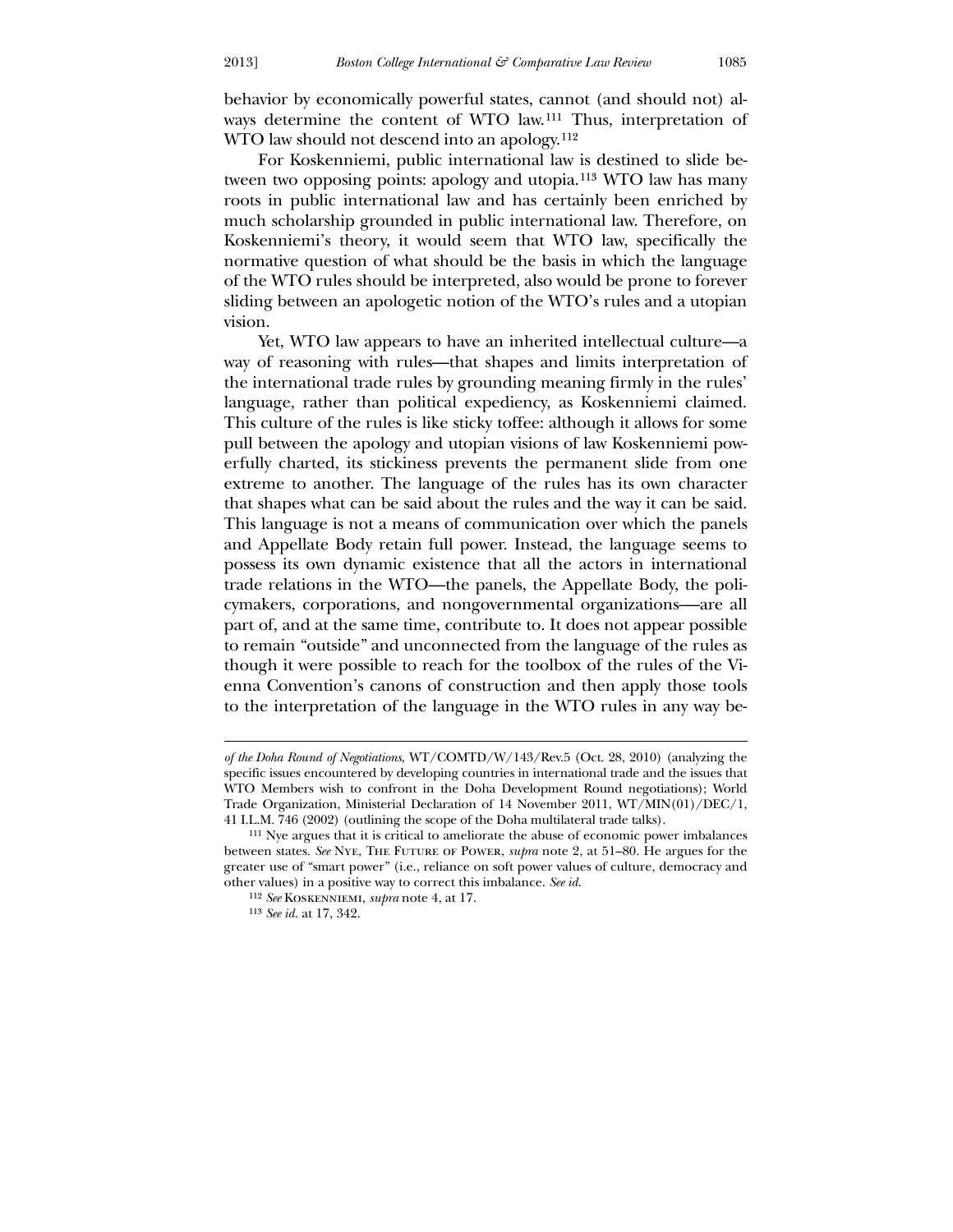behavior by economically powerful states, cannot (and should not) always determine the content of WTO law.[111] Thus, interpretation of WTO law should not descend into an apology.[112]

For Koskenniemi, public international law is destined to slide between two opposing points: apology and utopia.[113] WTO law has many roots in public international law and has certainly been enriched by much scholarship grounded in public international law. Therefore, on Koskenniemi's theory, it would seem that WTO law, specifically the normative question of what should be the basis in which the language of the WTO rules should be interpreted, also would be prone to forever sliding between an apologetic notion of the WTO's rules and a utopian vision.

Yet, WTO law appears to have an inherited intellectual culture—a way of reasoning with rules—that shapes and limits interpretation of the international trade rules by grounding meaning firmly in the rules' language, rather than political expediency, as Koskenniemi claimed. This culture of the rules is like sticky toffee: although it allows for some pull between the apology and utopian visions of law Koskenniemi powerfully charted, its stickiness prevents the permanent slide from one extreme to another. The language of the rules has its own character that shapes what can be said about the rules and the way it can be said. This language is not a means of communication over which the panels and Appellate Body retain full power. Instead, the language seems to possess its own dynamic existence that all the actors in international trade relations in the WTO—the panels, the Appellate Body, the policymakers, corporations, and nongovernmental organizations—are all part of, and at the same time, contribute to. It does not appear possible to remain "outside" and unconnected from the language of the rules as though it were possible to reach for the toolbox of the rules of the Vienna Convention's canons of construction and then apply those tools to the interpretation of the language in the WTO rules in any way be-

---

*of the Doha Round of Negotiations*, WT/COMTD/W/143/Rev.5 (Oct. 28, 2010) (analyzing the specific issues encountered by developing countries in international trade and the issues that WTO Members wish to confront in the Doha Development Round negotiations); World Trade Organization, Ministerial Declaration of 14 November 2011, WT/MIN(01)/DEC/1, 41 I.L.M. 746 (2002) (outlining the scope of the Doha multilateral trade talks).

[111] Nye argues that it is critical to ameliorate the abuse of economic power imbalances between states. *See* NYE, THE FUTURE OF POWER, *supra* note 2, at 51–80. He argues for the greater use of "smart power" (i.e., reliance on soft power values of culture, democracy and other values) in a positive way to correct this imbalance. *See id.*

[112] *See* KOSKENNIEMI, *supra* note 4, at 17.

[113] *See id.* at 17, 342.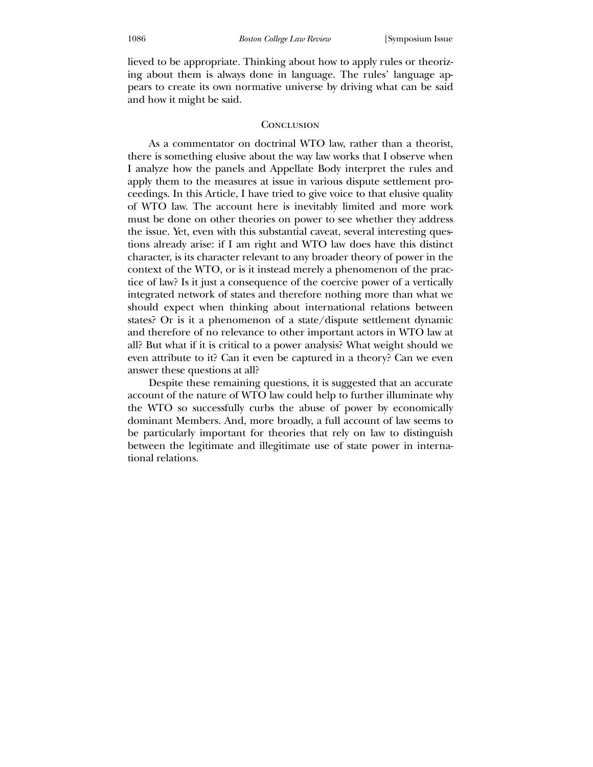lieved to be appropriate. Thinking about how to apply rules or theorizing about them is always done in language. The rules' language appears to create its own normative universe by driving what can be said and how it might be said.

## Conclusion

As a commentator on doctrinal WTO law, rather than a theorist, there is something elusive about the way law works that I observe when I analyze how the panels and Appellate Body interpret the rules and apply them to the measures at issue in various dispute settlement proceedings. In this Article, I have tried to give voice to that elusive quality of WTO law. The account here is inevitably limited and more work must be done on other theories on power to see whether they address the issue. Yet, even with this substantial caveat, several interesting questions already arise: if I am right and WTO law does have this distinct character, is its character relevant to any broader theory of power in the context of the WTO, or is it instead merely a phenomenon of the practice of law? Is it just a consequence of the coercive power of a vertically integrated network of states and therefore nothing more than what we should expect when thinking about international relations between states? Or is it a phenomenon of a state/dispute settlement dynamic and therefore of no relevance to other important actors in WTO law at all? But what if it is critical to a power analysis? What weight should we even attribute to it? Can it even be captured in a theory? Can we even answer these questions at all?

Despite these remaining questions, it is suggested that an accurate account of the nature of WTO law could help to further illuminate why the WTO so successfully curbs the abuse of power by economically dominant Members. And, more broadly, a full account of law seems to be particularly important for theories that rely on law to distinguish between the legitimate and illegitimate use of state power in international relations.